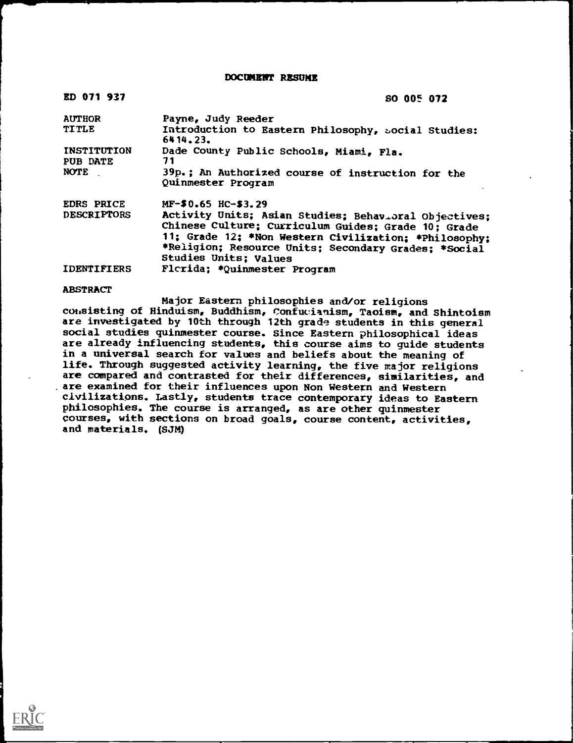# DOCUMENT RESUME

| | | |
|---|---|---|
| ED 071 937 | | SO 005 072 |
| AUTHOR | Payne, Judy Reeder | |
| TITLE | Introduction to Eastern Philosophy, Social Studies: 6414.23. | |
| INSTITUTION | Dade County Public Schools, Miami, Fla. | |
| PUB DATE | 71 | |
| NOTE | 39p.; An Authorized course of instruction for the Quinmester Program | |
| EDRS PRICE | MF-$0.65 HC-$3.29 | |
| DESCRIPTORS | Activity Units; Asian Studies; Behavioral Objectives; Chinese Culture; Curriculum Guides; Grade 10; Grade 11; Grade 12; *Non Western Civilization; *Philosophy; *Religion; Resource Units; Secondary Grades; *Social Studies Units; Values | |
| IDENTIFIERS | Florida; *Quinmester Program | |

## ABSTRACT

Major Eastern philosophies and/or religions consisting of Hinduism, Buddhism, Confucianism, Taoism, and Shintoism are investigated by 10th through 12th grade students in this general social studies quinmester course. Since Eastern philosophical ideas are already influencing students, this course aims to guide students in a universal search for values and beliefs about the meaning of life. Through suggested activity learning, the five major religions are compared and contrasted for their differences, similarities, and are examined for their influences upon Non Western and Western civilizations. Lastly, students trace contemporary ideas to Eastern philosophies. The course is arranged, as are other quinmester courses, with sections on broad goals, course content, activities, and materials. (SJM)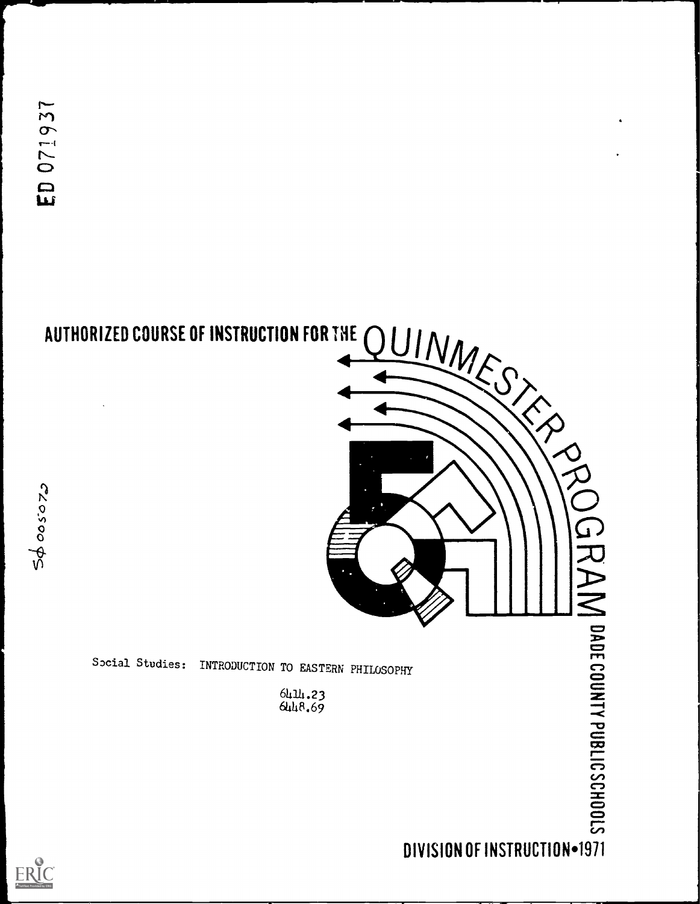ED 071937

SO 005 072

AUTHORIZED COURSE OF INSTRUCTION FOR THE QUINMESTER PROGRAM

Social Studies: INTRODUCTION TO EASTERN PHILOSOPHY

6414.23
6448.69

DADE COUNTY PUBLIC SCHOOLS

DIVISION OF INSTRUCTION•1971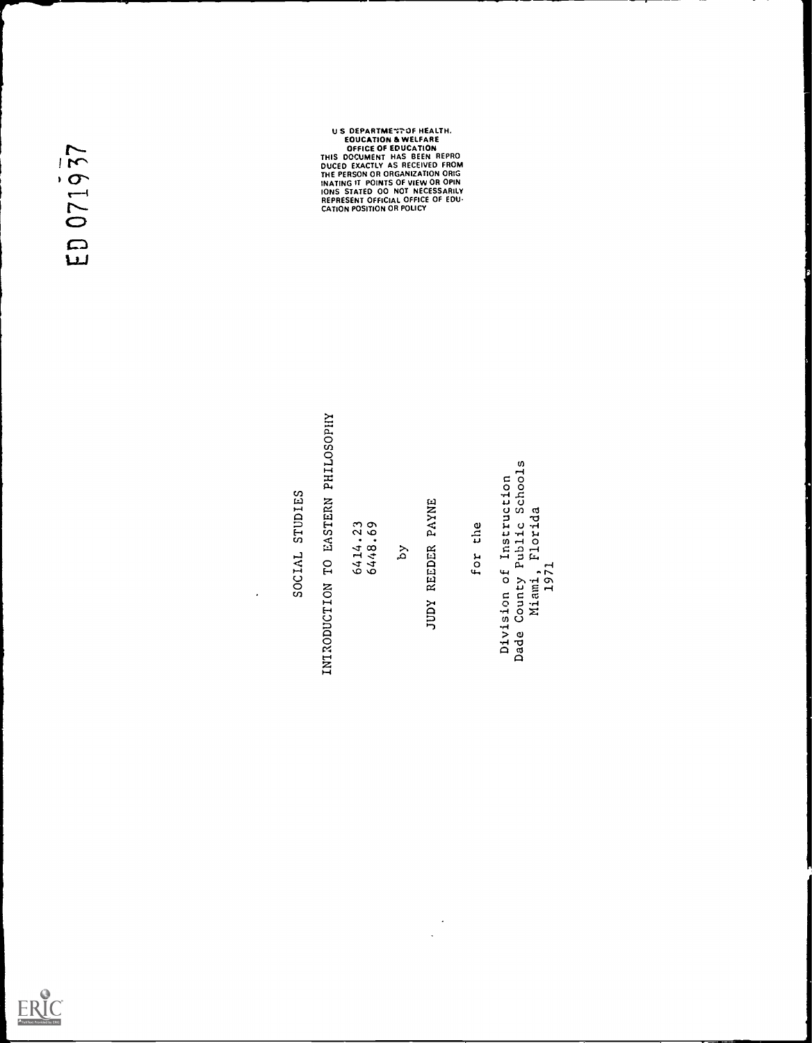ED 071937

U S DEPARTMENT OF HEALTH, EDUCATION & WELFARE
OFFICE OF EDUCATION
THIS DOCUMENT HAS BEEN REPRODUCED EXACTLY AS RECEIVED FROM THE PERSON OR ORGANIZATION ORIGINATING IT POINTS OF VIEW OR OPINIONS STATED DO NOT NECESSARILY REPRESENT OFFICIAL OFFICE OF EDUCATION POSITION OR POLICY

SOCIAL STUDIES

# INTRODUCTION TO EASTERN PHILOSOPHY

6414.23
6448.69

by

JUDY REEDER PAYNE

for the

Division of Instruction
Dade County Public Schools
Miami, Florida
1971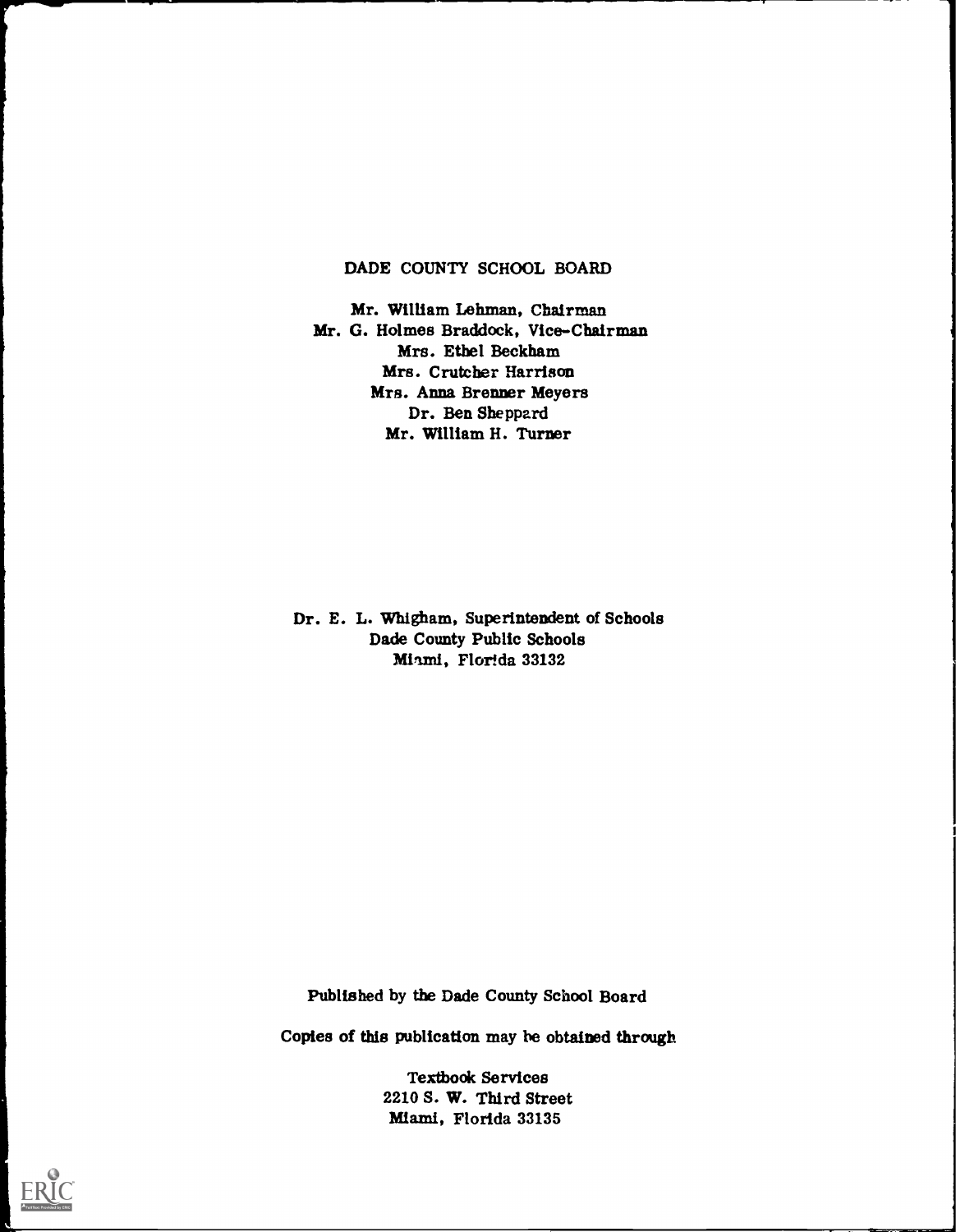DADE COUNTY SCHOOL BOARD

Mr. William Lehman, Chairman
Mr. G. Holmes Braddock, Vice-Chairman
Mrs. Ethel Beckham
Mrs. Crutcher Harrison
Mrs. Anna Brenner Meyers
Dr. Ben Sheppard
Mr. William H. Turner

Dr. E. L. Whigham, Superintendent of Schools
Dade County Public Schools
Miami, Florida 33132

Published by the Dade County School Board

Copies of this publication may be obtained through

Textbook Services
2210 S. W. Third Street
Miami, Florida 33135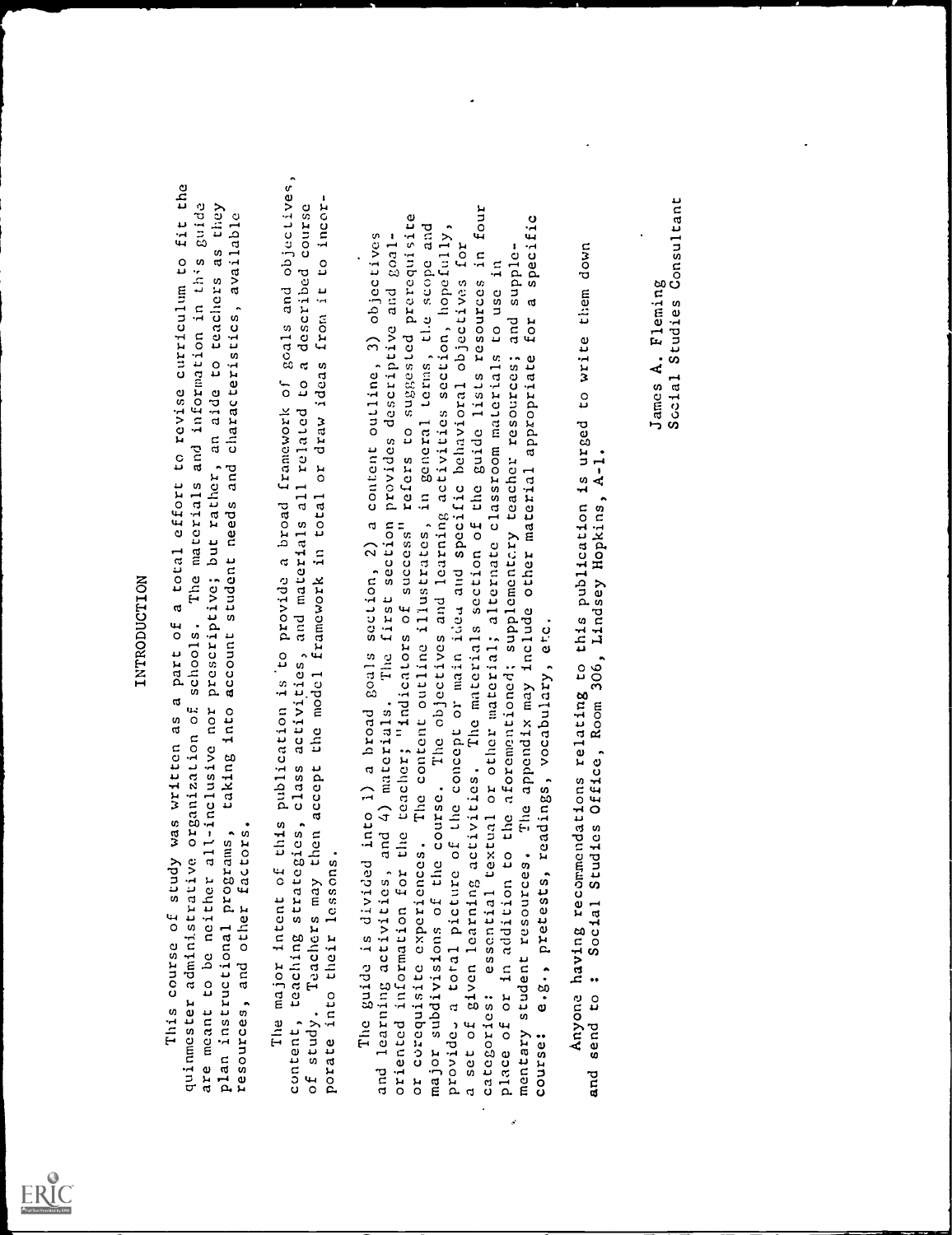# INTRODUCTION

This course of study was written as a part of a total effort to revise curriculum to fit the quinmester administrative organization of schools. The materials and information in this guide are meant to be neither all-inclusive nor prescriptive; but rather, an aide to teachers as they plan instructional programs, taking into account student needs and characteristics, available resources, and other factors.

The major intent of this publication is to provide a broad framework of goals and objectives, content, teaching strategies, class activities, and materials all related to a described course of study. Teachers may then accept the model framework in total or draw ideas from it to incorporate into their lessons.

The guide is divided into 1) a broad goals section, 2) a content outline, 3) objectives and learning activities, and 4) materials. The first section provides descriptive and goal-oriented information for the teacher; "indicators of success" refers to suggested prerequisite or corequisite experiences. The content outline illustrates, in general terms, the scope and major subdivisions of the course. The objectives and learning activities section, hopefully, provide a total picture of the concept or main idea and specific behavioral objectives for a set of given learning activities. The materials section of the guide lists resources in four categories: essential textual or other material; alternate classroom materials to use in place of or in addition to the aforementioned; supplementary teacher resources; and supplementary student resources. The appendix may include other material appropriate for a specific course: e.g., pretests, readings, vocabulary, etc.

Anyone having recommendations relating to this publication is urged to write them down and send to : Social Studies Office, Room 306, Lindsey Hopkins, A-1.

James A. Fleming
Social Studies Consultant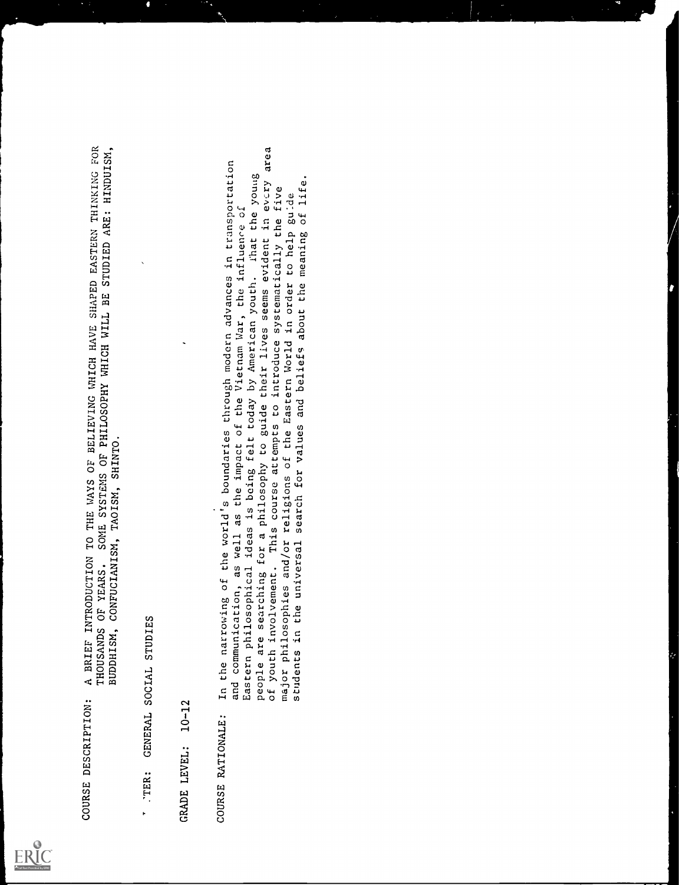COURSE DESCRIPTION: A BRIEF INTRODUCTION TO THE WAYS OF BELIEVING WHICH HAVE SHAPED EASTERN THINKING FOR THOUSANDS OF YEARS. SOME SYSTEMS OF PHILOSOPHY WHICH WILL BE STUDIED ARE: HINDUISM, BUDDHISM, CONFUCIANISM, TAOISM, SHINTO.

TER: GENERAL SOCIAL STUDIES

GRADE LEVEL: 10-12

COURSE RATIONALE: In the narrowing of the world's boundaries through modern advances in transportation and communication, as well as the impact of the Vietnam War, the influence of Eastern philosophical ideas is being felt today by American youth. That the young people are searching for a philosophy to guide their lives seems evident in every area of youth involvement. This course attempts to introduce systematically the five major philosophies and/or religions of the Eastern World in order to help guide students in the universal search for values and beliefs about the meaning of life.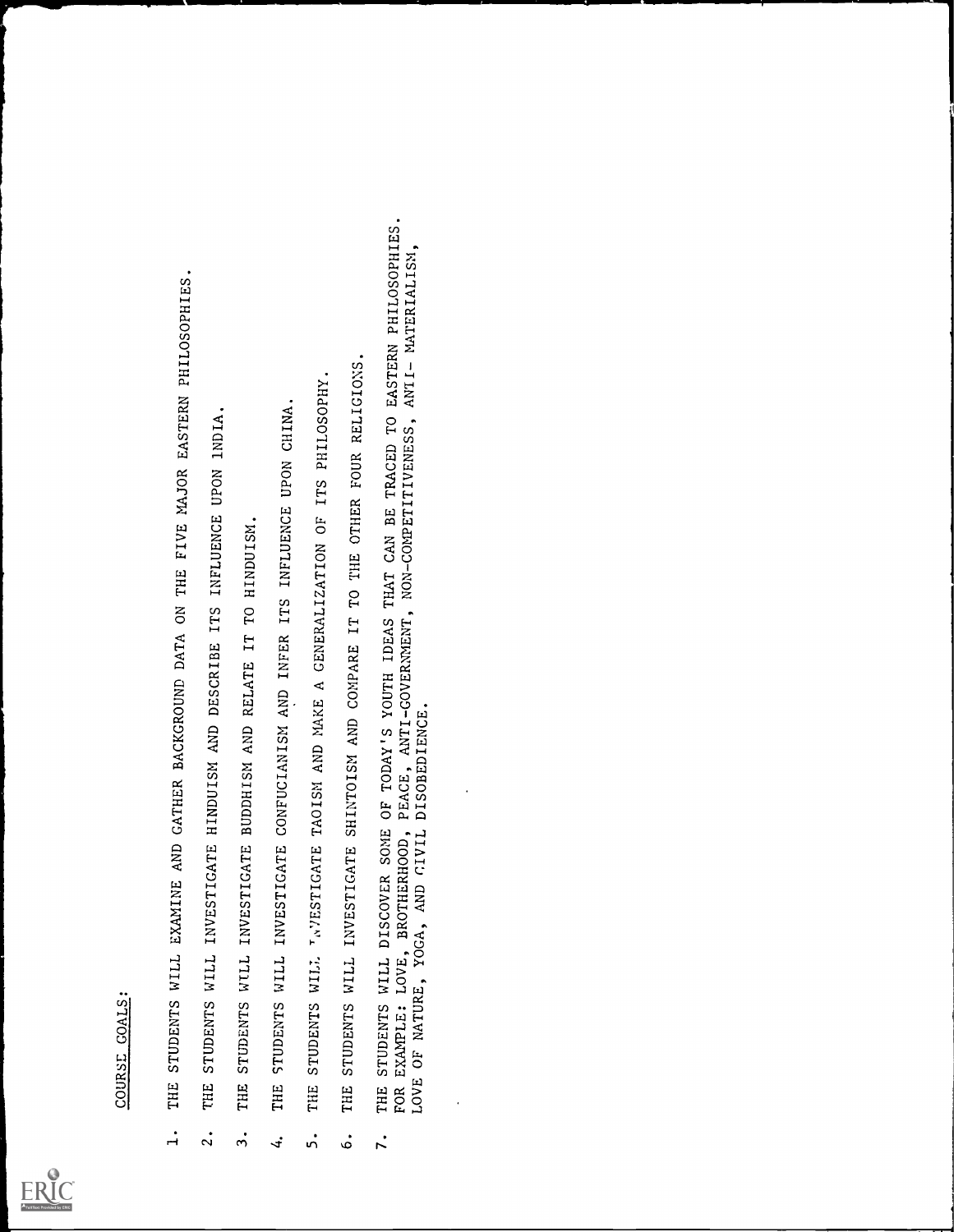COURSE GOALS:

1. THE STUDENTS WILL EXAMINE AND GATHER BACKGROUND DATA ON THE FIVE MAJOR EASTERN PHILOSOPHIES.
2. THE STUDENTS WILL INVESTIGATE HINDUISM AND DESCRIBE ITS INFLUENCE UPON INDIA.
3. THE STUDENTS WILL INVESTIGATE BUDDHISM AND RELATE IT TO HINDUISM.
4. THE STUDENTS WILL INVESTIGATE CONFUCIANISM AND INFER ITS INFLUENCE UPON CHINA.
5. THE STUDENTS WILL INVESTIGATE TAOISM AND MAKE A GENERALIZATION OF ITS PHILOSOPHY.
6. THE STUDENTS WILL INVESTIGATE SHINTOISM AND COMPARE IT TO THE OTHER FOUR RELIGIONS.
7. THE STUDENTS WILL DISCOVER SOME OF TODAY'S YOUTH IDEAS THAT CAN BE TRACED TO EASTERN PHILOSOPHIES. FOR EXAMPLE: LOVE, BROTHERHOOD, PEACE, ANTI-GOVERNMENT, NON-COMPETITIVENESS, ANTI- MATERIALISM, LOVE OF NATURE, YOGA, AND CIVIL DISOBEDIENCE.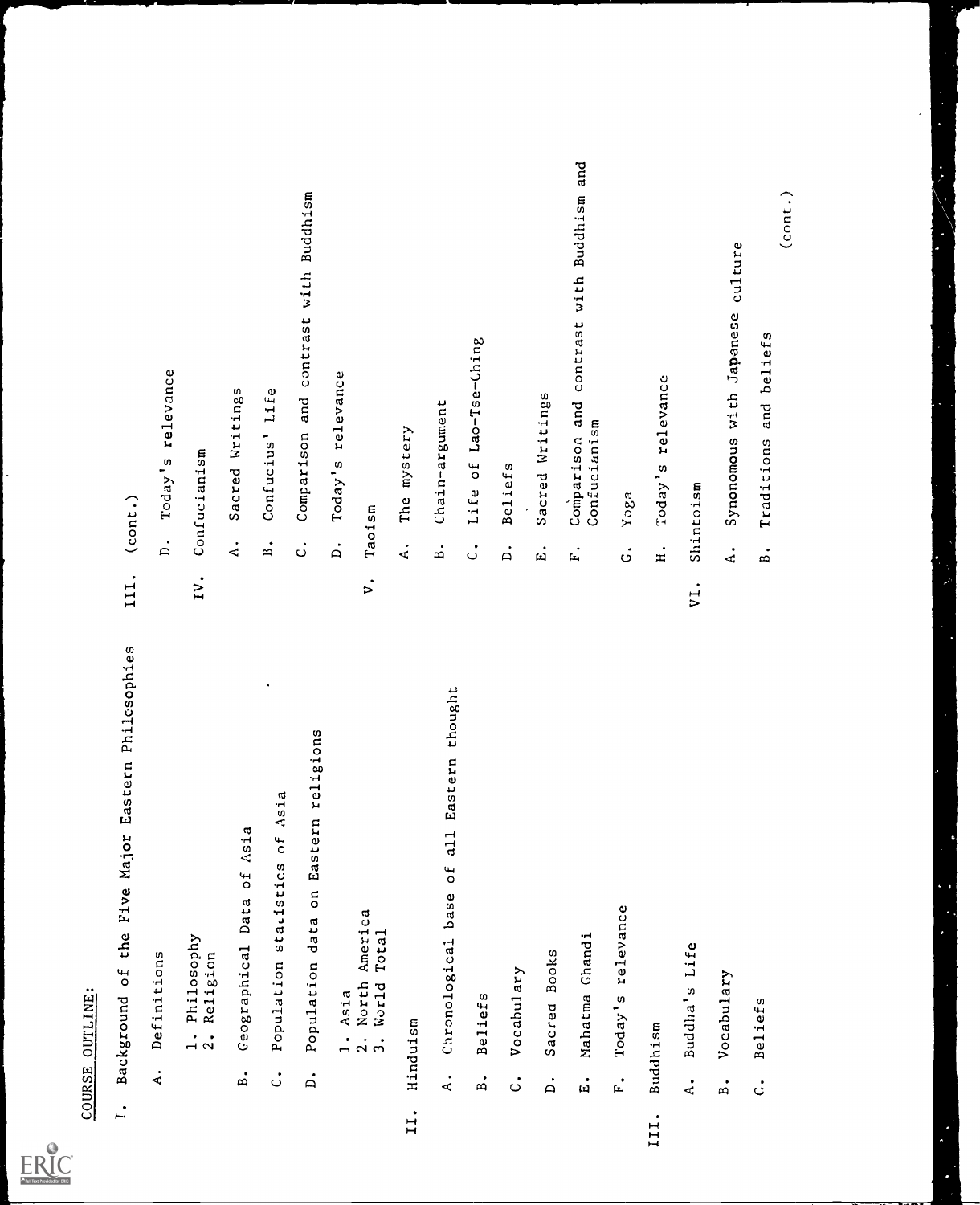COURSE OUTLINE:

I. Background of the Five Major Eastern Philosophies

   A. Definitions

      1. Philosophy
      2. Religion

   B. Geographical Data of Asia

   C. Population statistics of Asia

   D. Population data on Eastern religions

      1. Asia
      2. North America
      3. World Total

II. Hinduism

   A. Chronological base of all Eastern thought

   B. Beliefs

   C. Vocabulary

   D. Sacred Books

   E. Mahatma Ghandi

   F. Today's relevance

III. Buddhism

   A. Buddha's Life

   B. Vocabulary

   C. Beliefs

III. (cont.)

   D. Today's relevance

IV. Confucianism

   A. Sacred Writings

   B. Confucius' Life

   C. Comparison and contrast with Buddhism

   D. Today's relevance

V. Taoism

   A. The mystery

   B. Chain-argument

   C. Life of Lao-Tse-Ching

   D. Beliefs

   E. Sacred Writings

   F. Comparison and contrast with Buddhism and Confucianism

   G. Yoga

   H. Today's relevance

VI. Shintoism

   A. Synonomous with Japanese culture

   B. Traditions and beliefs

(cont.)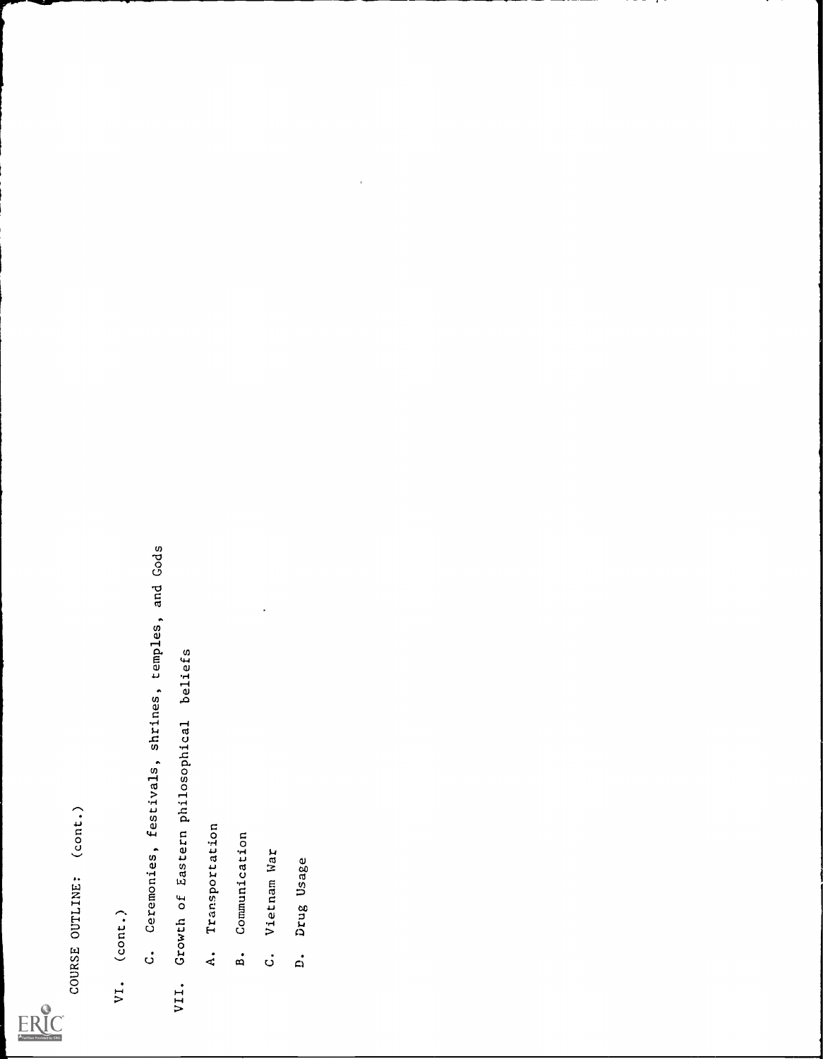COURSE OUTLINE: (cont.)

VI. (cont.)

C. Ceremonies, festivals, shrines, temples, and Gods

VII. Growth of Eastern philosophical beliefs

A. Transportation

B. Communication

C. Vietnam War

D. Drug Usage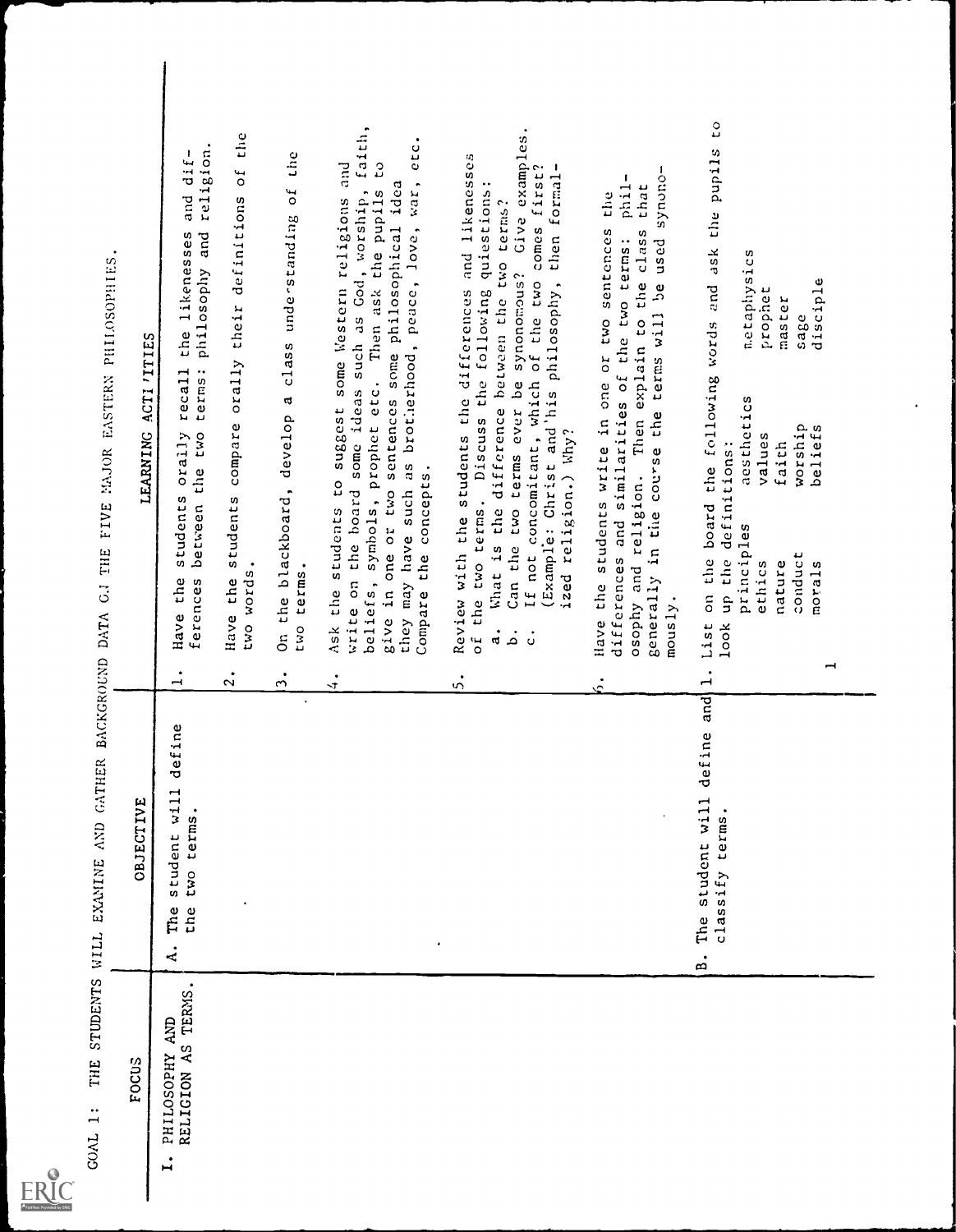GOAL 1: THE STUDENTS WILL EXAMINE AND GATHER BACKGROUND DATA ON THE FIVE MAJOR EASTERN PHILOSOPHIES.

| FOCUS | OBJECTIVE | LEARNING ACTIVITIES |
|---|---|---|
| I. PHILOSOPHY AND RELIGION AS TERMS. | A. The student will define the two terms. | 1. Have the students orally recall the likenesses and differences between the two terms: philosophy and religion. |
| | | 2. Have the students compare orally their definitions of the two words. |
| | | 3. On the blackboard, develop a class understanding of the two terms. |
| | | 4. Ask the students to suggest some Western religions and write on the board some ideas such as God, worship, faith, beliefs, symbols, prophet etc. Then ask the pupils to give in one or two sentences some philosophical idea they may have such as brotherhood, peace, love, war, etc. Compare the concepts. |
| | | 5. Review with the students the differences and likenesses of the two terms. Discuss the following questions:<br>a. What is the difference between the two terms?<br>b. Can the two terms ever be synonomous? Give examples.<br>c. If not concomitant, which of the two comes first? (Example: Christ and his philosophy, then formalized religion.) Why? |
| | | 6. Have the students write in one or two sentences the differences and similarities of the two terms: philosophy and religion. Then explain to the class that generally in the course the terms will be used synonomously. |
| | B. The student will define and classify terms. | 1. List on the board the following words and ask the pupils to look up the definitions:<br>principles, aesthetics, metaphysics<br>ethics, values, prophet<br>nature, faith, master<br>conduct, worship, sage<br>morals, beliefs, disciple |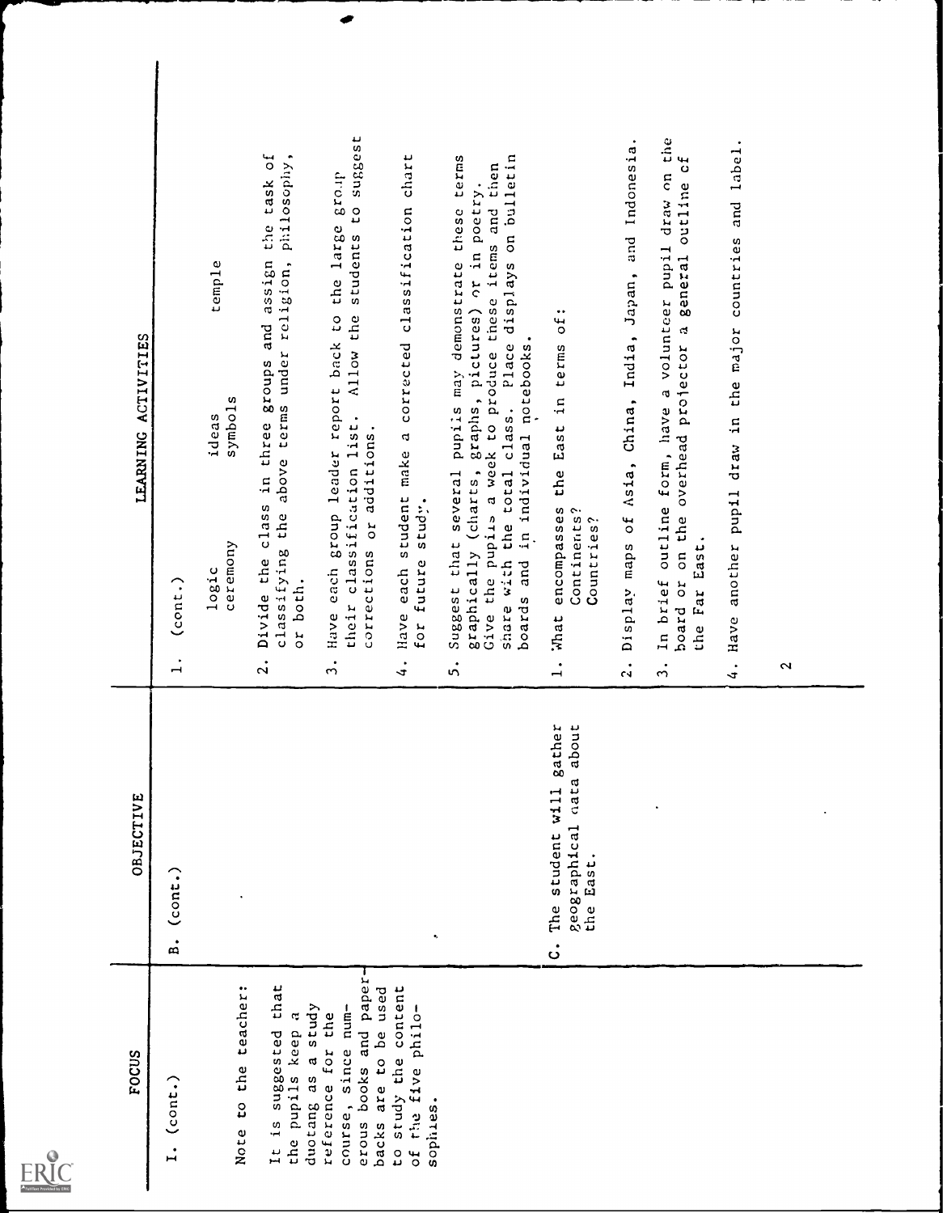| FOCUS | OBJECTIVE | LEARNING ACTIVITIES |
|---|---|---|
| I. (cont.) | B. (cont.) | 1. (cont.)<br>logic ideas temple<br>ceremony symbols<br>2. Divide the class in three groups and assign the task of classifying the above terms under religion, philosophy, or both.<br>3. Have each group leader report back to the large group their classification list. Allow the students to suggest corrections or additions.<br>4. Have each student make a corrected classification chart for future study.<br>5. Suggest that several pupils may demonstrate these terms graphically (charts, graphs, pictures) or in poetry. Give the pupils a week to produce these items and then share with the total class. Place displays on bulletin boards and in individual notebooks. |
| Note to the teacher:<br>It is suggested that the pupils keep a duotang as a study reference for the course, since numerous books and paperbacks are to be used to study the content of the five philosophies. | C. The student will gather geographical data about the East. | 1. What encompasses the East in terms of:<br>Continents?<br>Countries?<br>2. Display maps of Asia, China, India, Japan, and Indonesia.<br>3. In brief outline form, have a volunteer pupil draw on the board or on the overhead projector a general outline of the Far East.<br>4. Have another pupil draw in the major countries and label. |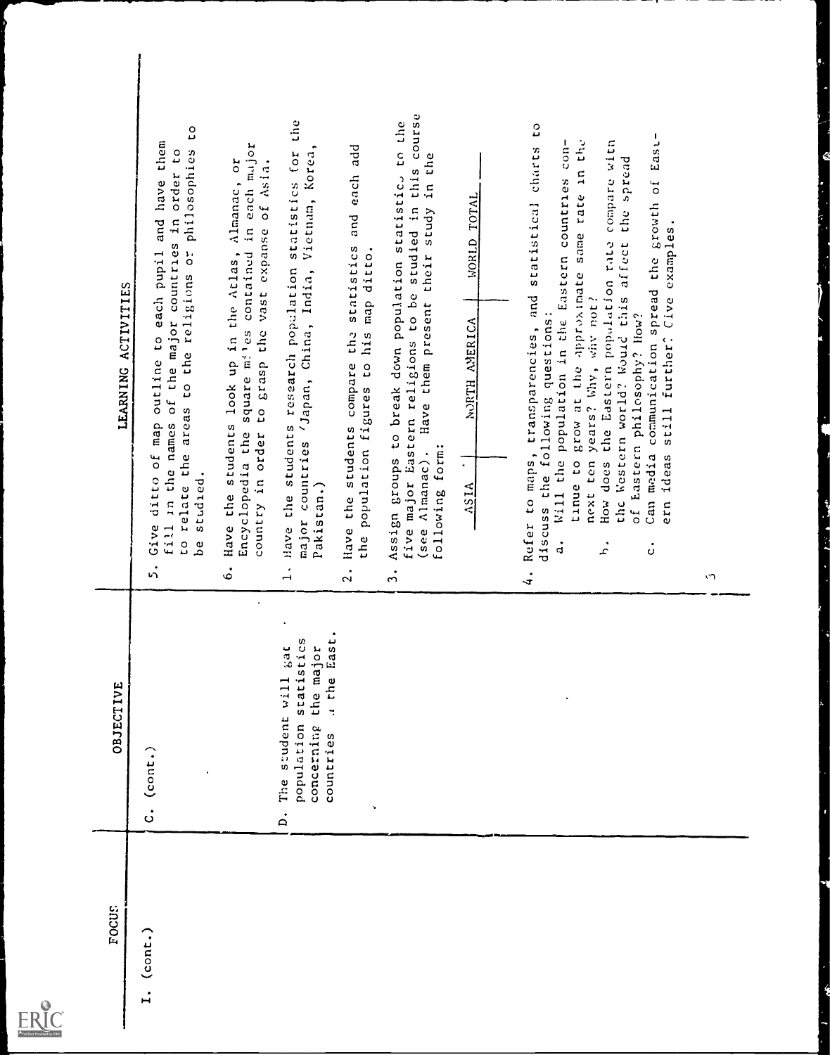| FOCUS | OBJECTIVE | LEARNING ACTIVITIES |
|---|---|---|
| I. (cont.) | C. (cont.) | 5. Give ditto of map outline to each pupil and have them fill in the names of the major countries in order to to relate the areas to the religions or philosophies to be studied.<br><br>6. Have the students look up in the Atlas, Almanac, or Encyclopedia the square miles contained in each major country in order to grasp the vast expanse of Asia. |
| | D. The student will gat population statistics concerning the major countries in the East. | 1. Have the students research population statistics for the major countries (Japan, China, India, Vietnam, Korea, Pakistan.)<br><br>2. Have the students compare the statistics and each add the population figures to his map ditto.<br><br>3. Assign groups to break down population statistics to the five major Eastern religions to be studied in this course (see Almanac). Have them present their study in the following form:<br><br>ASIA / NORTH AMERICA / WORLD TOTAL<br><br>4. Refer to maps, transparencies, and statistical charts to discuss the following questions:<br>a. Will the population in the Eastern countries continue to grow at the approximate same rate in the next ten years? Why, why not?<br>b. How does the Eastern population rate compare with the Western world? Would this affect the spread of Eastern philosophy? How?<br>c. Can media communication spread the growth of Eastern ideas still further? Give examples. |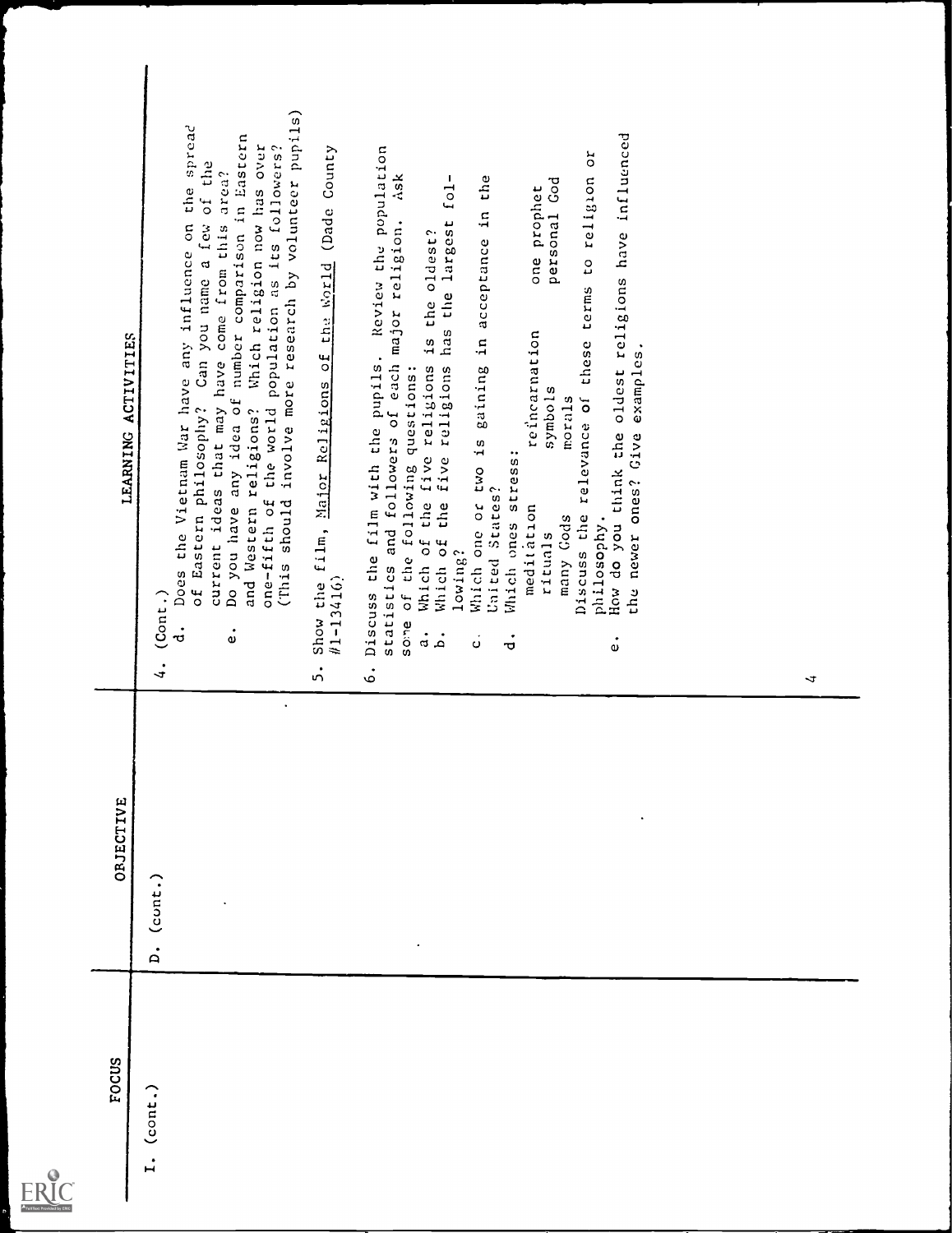| FOCUS | OBJECTIVE | LEARNING ACTIVITIES |
|---|---|---|
| I. (cont.) | D. (cont.) | 4. (Cont.)<br>d. Does the Vietnam War have any influence on the spread of Eastern philosophy? Can you name a few of the current ideas that may have come from this area?<br>e. Do you have any idea of number comparison in Eastern and Western religions? Which religion now has over one-fifth of the world population as its followers? (This should involve more research by volunteer pupils)<br><br>5. Show the film, Major Religions of the World (Dade County #1-13416)<br><br>6. Discuss the film with the pupils. Review the population statistics and followers of each major religion. Ask some of the following questions:<br>a. Which of the five religions is the oldest?<br>b. Which of the five religions has the largest following?<br>c. Which one or two is gaining in acceptance in the United States?<br>d. Which ones stress:<br>meditation, reincarnation, one prophet<br>rituals, symbols, personal God<br>many Gods, morals<br>Discuss the relevance of these terms to religion or philosophy.<br>e. How do you think the oldest religions have influenced the newer ones? Give examples. |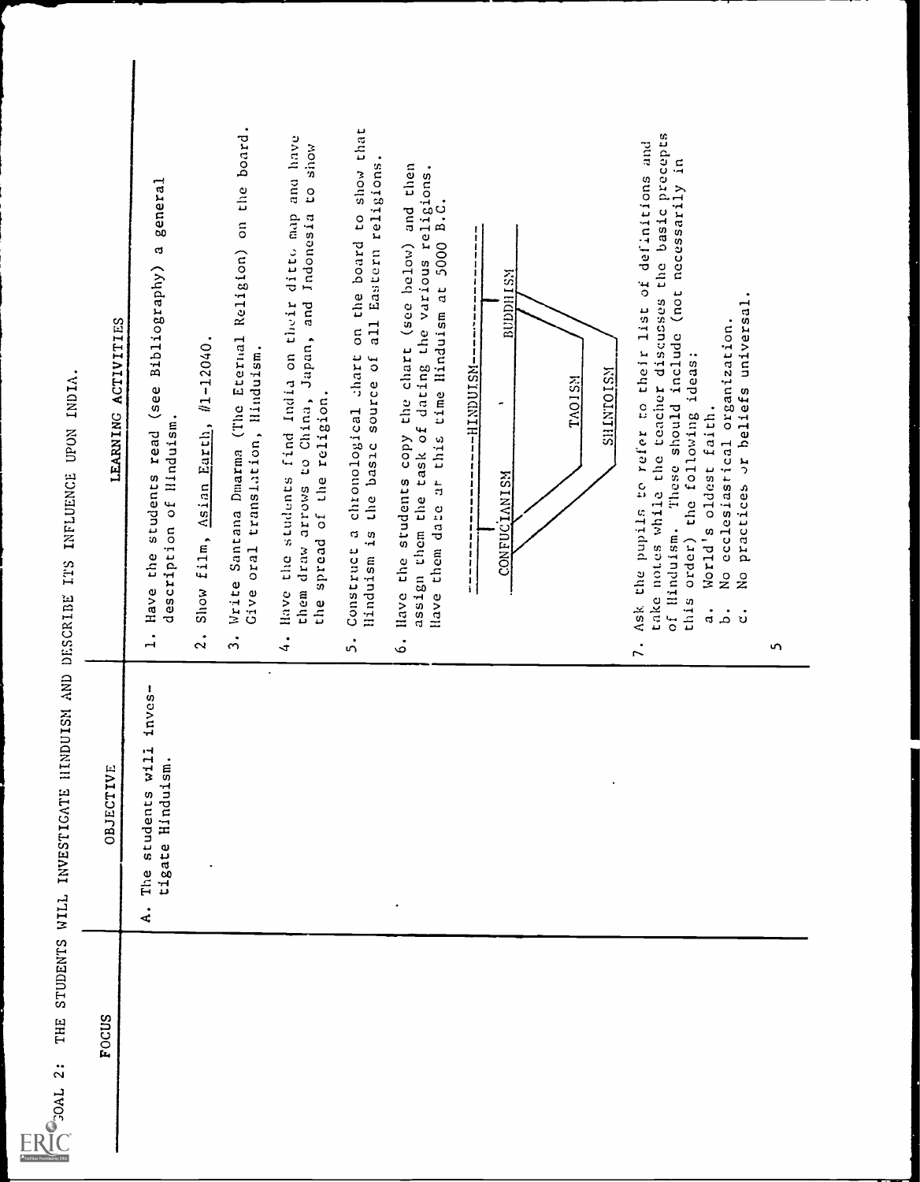# GOAL 2: THE STUDENTS WILL INVESTIGATE HINDUISM AND DESCRIBE ITS INFLUENCE UPON INDIA.

| FOCUS | OBJECTIVE | LEARNING ACTIVITIES |
|---|---|---|
| | A. The students will investigate Hinduism. | 1. Have the students read (see Bibliography) a general description of Hinduism.<br><br>2. Show film, Asian Earth, #1-12040.<br><br>3. Write Santana Dmarma (The Eternal Religion) on the board. Give oral translation, Hinduism.<br><br>4. Have the students find India on their ditto map and have them draw arrows to China, Japan, and Indonesia to show the spread of the religion.<br><br>5. Construct a chronological chart on the board to show that Hinduism is the basic source of all Eastern religions.<br><br>6. Have the students copy the chart (see below) and then assign them the task of dating the various religions. Have them date at this time Hinduism at 5000 B.C.<br><br>HINDUISM<br>CONFUCIANISM<br>TAOISM<br>SHINTOISM<br>BUDDHISM<br><br>7. Ask the pupils to refer to their list of definitions and take notes while the teacher discusses the basic precepts of Hinduism. These should include (not necessarily in this order) the following ideas:<br>a. World's oldest faith.<br>b. No ecclesiastical organization.<br>c. No practices or beliefs universal. |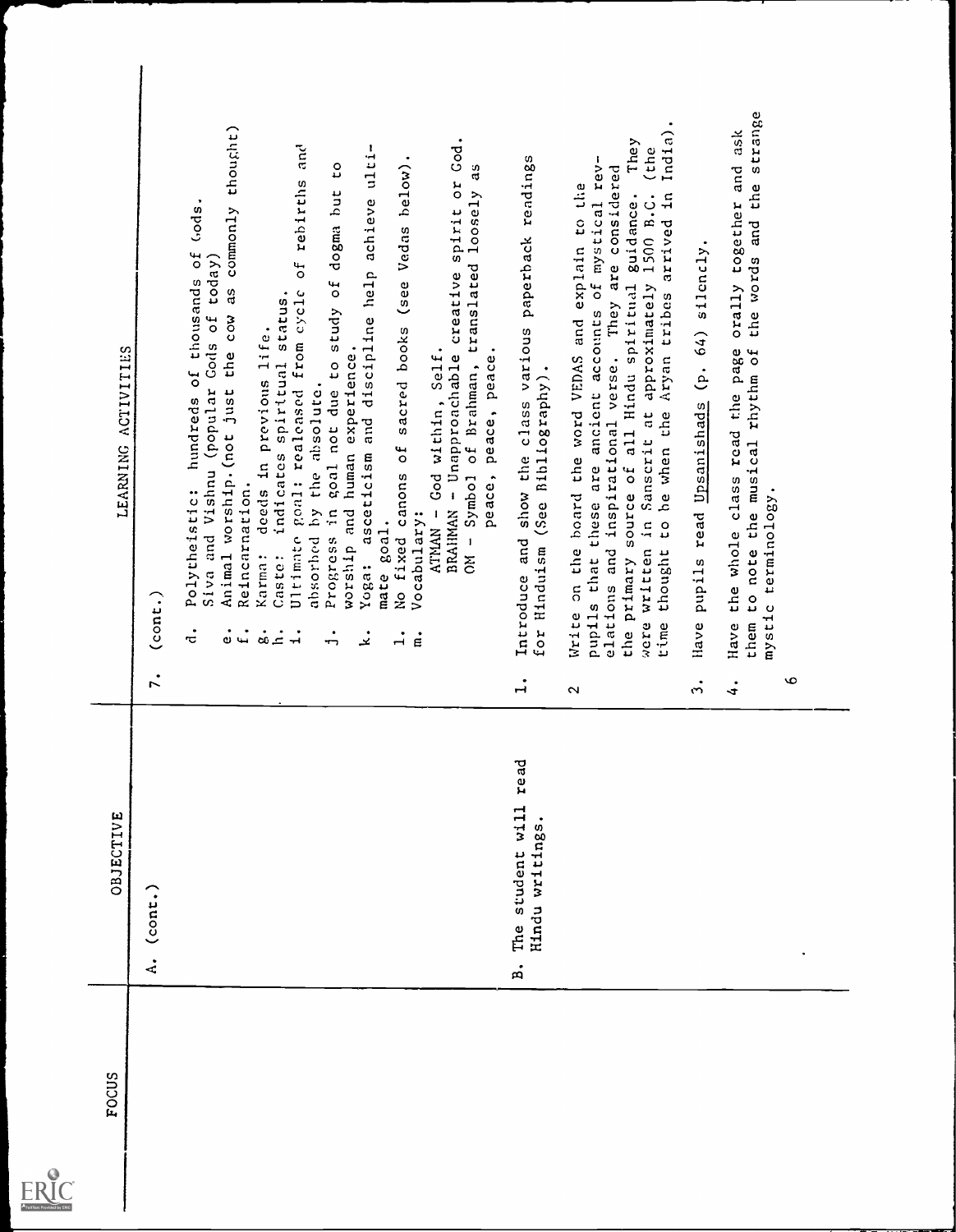| FOCUS | OBJECTIVE | LEARNING ACTIVITIES |
|---|---|---|
| | A. (cont.) | 7. (cont.)<br>d. Polytheistic: hundreds of thousands of Gods. Siva and Vishnu (popular Gods of today)<br>e. Animal worship.(not just the cow as commonly thought)<br>f. Reincarnation.<br>g. Karma: deeds in previous life.<br>h. Caste: indicates spiritual status.<br>i. Ultimate goal: realeased from cycle of rebirths and absorbed by the absolute.<br>j. Progress in goal not due to study of dogma but to worship and human experience.<br>k. Yoga: asceticism and discipline help achieve ultimate goal.<br>l. No fixed canons of sacred books (see Vedas below).<br>m. Vocabulary:<br>ATMAN - God within, Self.<br>BRAHMAN - Unapproachable creative spirit or God.<br>OM - Symbol of Brahman, translated loosely as peace, peace, peace. |
| | B. The student will read Hindu writings. | 1. Introduce and show the class various paperback readings for Hinduism (See Bibliography).<br>2 Write on the board the word VEDAS and explain to the pupils that these are ancient accounts of mystical revelations and inspirational verse. They are considered the primary source of all Hindu spiritual guidance. They were written in Sanskrit at approximately 1500 B.C. (the time thought to be when the Aryan tribes arrived in India).<br>3. Have pupils read Upsanishads (p. 64) silently.<br>4. Have the whole class read the page orally together and ask them to note the musical rhythm of the words and the strange mystic terminology. |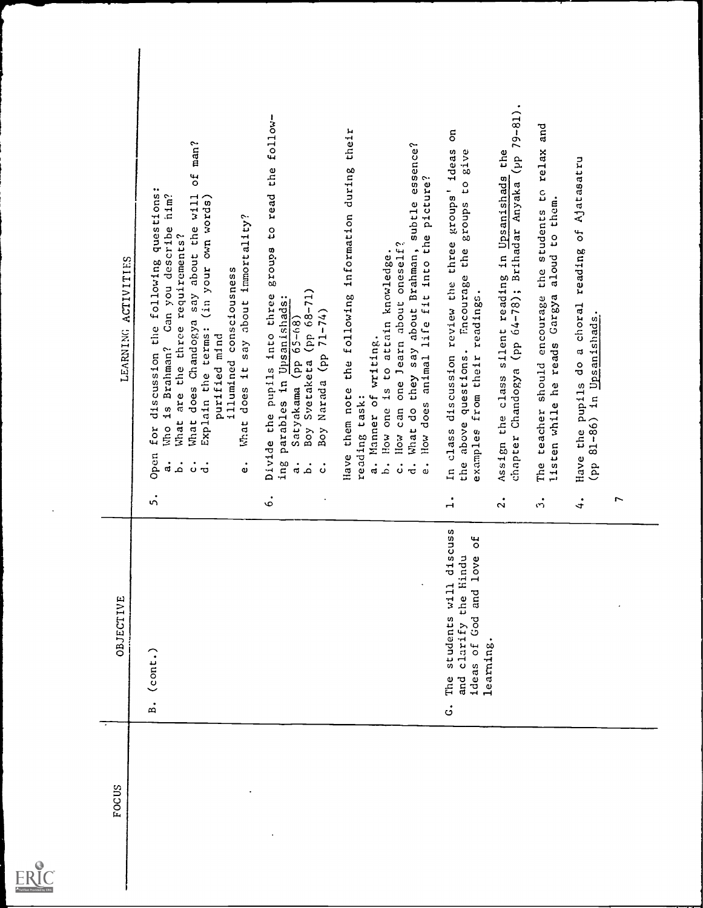| FOCUS | OBJECTIVE | LEARNING ACTIVITIES |
|---|---|---|
| | B. (cont.) | 5. Open for discussion the following questions:<br>a. Who is Brahman? Can you describe him?<br>b. What are the three requirements?<br>c. What does Chandogya say about the will of man?<br>d. Explain the terms: (in your own words)<br>purified mind<br>illumined consciousness<br>e. What does it say about immortality? |
| | | 6. Divide the pupils into three groups to read the following parables in Upsanishads:<br>a. Satyakama (pp 65-68)<br>b. Boy Svetaketa (pp 68-71)<br>c. Boy Narada (pp 71-74)<br><br>Have them note the following information during their reading task:<br>a. Manner of writing.<br>b. How one is to attain knowledge.<br>c. How can one learn about oneself?<br>d. What do they say about Brahman, subtle essence?<br>e. How does animal life fit into the picture? |
| | C. The students will discuss and clarify the Hindu ideas of God and love of learning. | 1. In class discussion review the three groups' ideas on the above questions. Encourage the groups to give examples from their readings. |
| | | 2. Assign the class silent reading in Upsanishads the chapter Chandogya (pp 64-78); Brihadar Anyaka (pp 79-81). |
| | | 3. The teacher should encourage the students to relax and listen while he reads Gargya aloud to them. |
| | | 4. Have the pupils do a choral reading of Ajatasatru (pp 81-86) in Upsanishads. |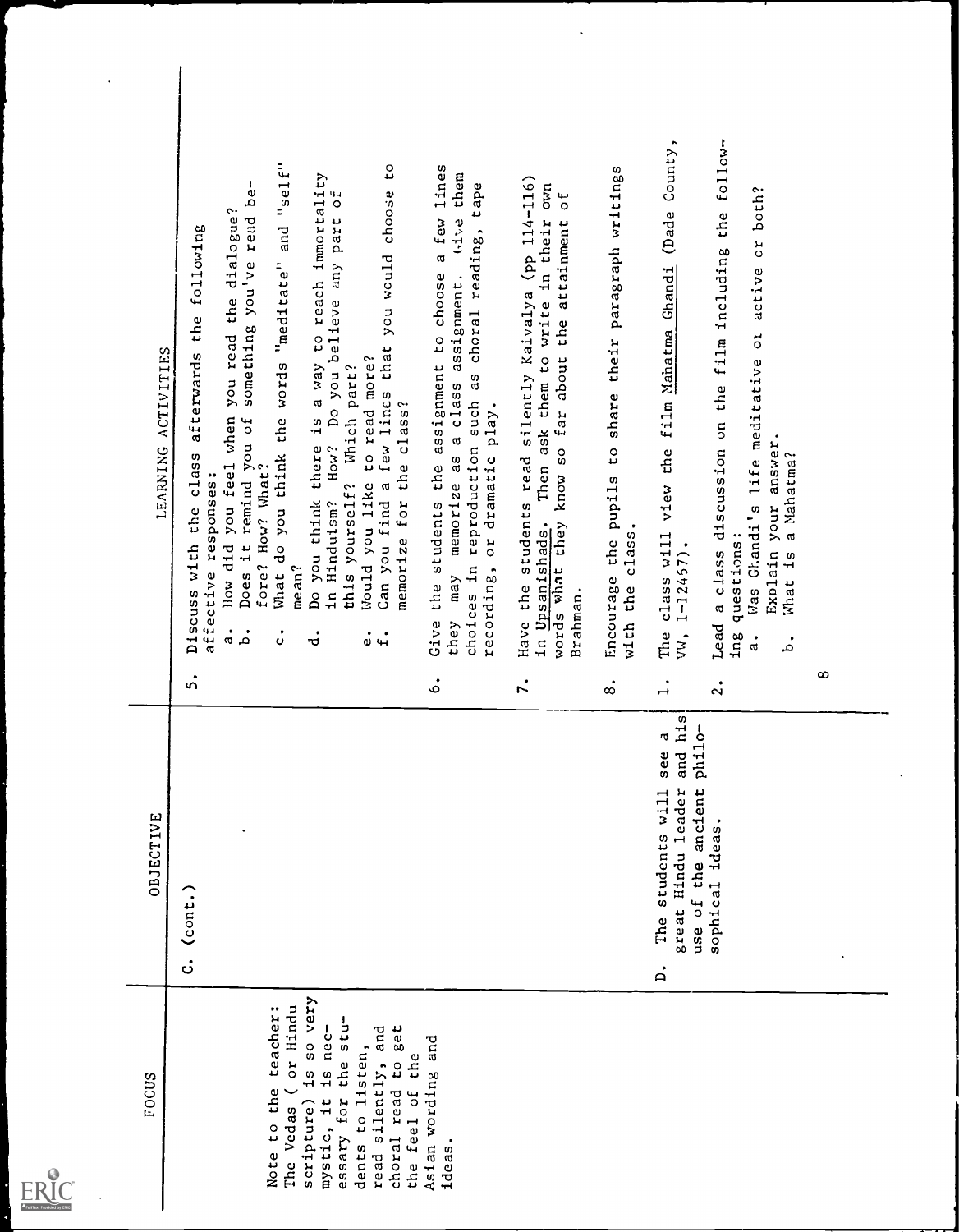| FOCUS | OBJECTIVE | LEARNING ACTIVITIES |
|---|---|---|
| Note to the teacher: The Vedas ( or Hindu scripture) is so very mystic, it is necessary for the students to listen, read silently, and choral read to get the feel of the Asian wording and ideas. | C. (cont.) | 5. Discuss with the class afterwards the following affective responses:<br>a. How did you feel when you read the dialogue?<br>b. Does it remind you of something you've read before? How? What?<br>c. What do you think the words "meditate" and "self" mean?<br>d. Do you think there is a way to reach immortality in Hinduism? How? Do you believe any part of this yourself? Which part?<br>e. Would you like to read more?<br>f. Can you find a few lines that you would choose to memorize for the class?<br><br>6. Give the students the assignment to choose a few lines they may memorize as a class assignment. Give them choices in reproduction such as choral reading, tape recording, or dramatic play.<br><br>7. Have the students read silently Kaivalya (pp 114-116) in *Upsanishads*. Then ask them to write in their own words what they know so far about the attainment of Brahman.<br><br>8. Encourage the pupils to share their paragraph writings with the class. |
| | D. The students will see a great Hindu leader and his use of the ancient philosophical ideas. | 1. The class will view the film *Mahatma Ghandi* (Dade County, VW, 1-12457).<br><br>2. Lead a class discussion on the film including the following questions:<br>a. Was Ghandi's life meditative or active or both? Explain your answer.<br>b. What is a Mahatma? |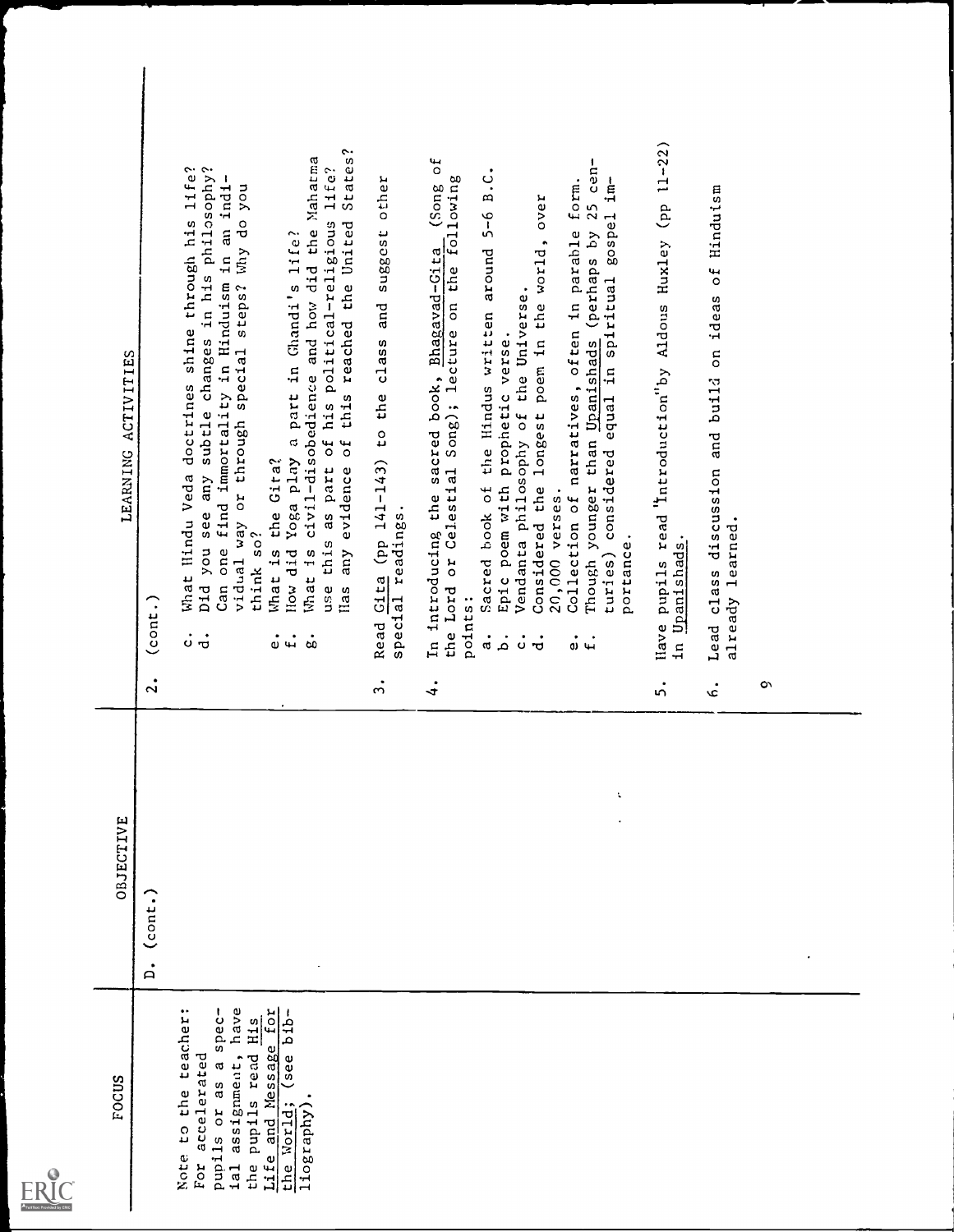| FOCUS | OBJECTIVE | LEARNING ACTIVITIES |
|---|---|---|
| Note to the teacher: For accelerated pupils or as a special assignment, have the pupils read *His Life and Message for the World*; (see bibliography). | D. (cont.) | 2. (cont.)<br>c. What Hindu Veda doctrines shine through his life?<br>d. Did you see any subtle changes in his philosophy? Can one find immortality in Hinduism in an individual way or through special steps? Why do you think so?<br>e. What is the Gita?<br>f. How did Yoga play a part in Ghandi's life?<br>g. What is civil-disobedience and how did the Mahatma use this as part of his political-religious life? Has any evidence of this reached the United States?<br><br>3. Read Gita (pp 141-143) to the class and suggest other special readings.<br><br>4. In introducing the sacred book, Bhagavad-Gita (Song of the Lord or Celestial Song); lecture on the following points:<br>a. Sacred book of the Hindus written around 5-6 B.C.<br>b. Epic poem with prophetic verse.<br>c. Vendanta philosophy of the Universe.<br>d. Considered the longest poem in the world, over 20,000 verses.<br>e. Collection of narratives, often in parable form.<br>f. Though younger than Upanishads (perhaps by 25 centuries) considered equal in spiritual gospel importance.<br><br>5. Have pupils read "Introduction" by Aldous Huxley (pp 11-22) in Upanishads.<br><br>6. Lead class discussion and build on ideas of Hinduism already learned. |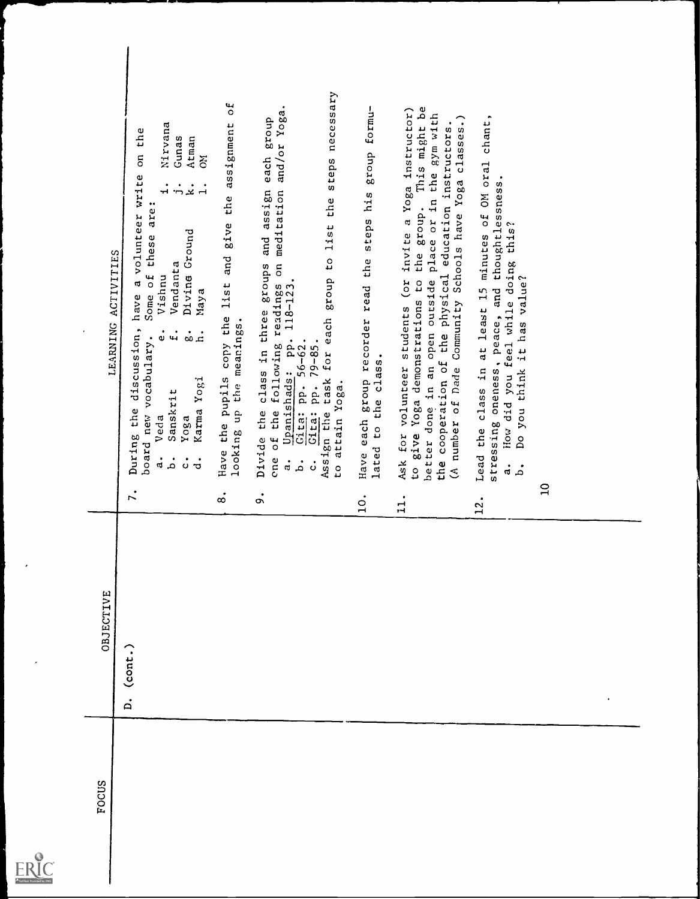| FOCUS | OBJECTIVE | LEARNING ACTIVITIES |
|---|---|---|
| | D. (cont.) | 7. During the discussion, have a volunteer write on the board new vocabulary. Some of these are:<br>a. Veda e. Vishnu i. Nirvana<br>b. Sanskrit f. Vendanta j. Gunas<br>c. Yoga g. Divine Ground k. Atman<br>d. Karma Yogi h. Maya l. OM |
| | | 8. Have the pupils copy the list and give the assignment of looking up the meanings. |
| | | 9. Divide the class in three groups and assign each group one of the following readings on meditation and/or Yoga.<br>a. *Upanishads*: pp. 118-123.<br>b. *Gita*: pp. 56-62.<br>c. *Gita*: pp. 79-85.<br>Assign the task for each group to list the steps necessary to attain Yoga. |
| | | 10. Have each group recorder read the steps his group formulated to the class. |
| | | 11. Ask for volunteer students (or invite a Yoga instructor) to give Yoga demonstrations to the group. This might be better done in an open outside place or in the gym with the cooperation of the physical education instructors. (A number of Dade Community Schools have Yoga classes.) |
| | | 12. Lead the class in at least 15 minutes of OM oral chant, stressing oneness, peace, and thoughtlessness.<br>a. How did you feel while doing this?<br>b. Do you think it has value? |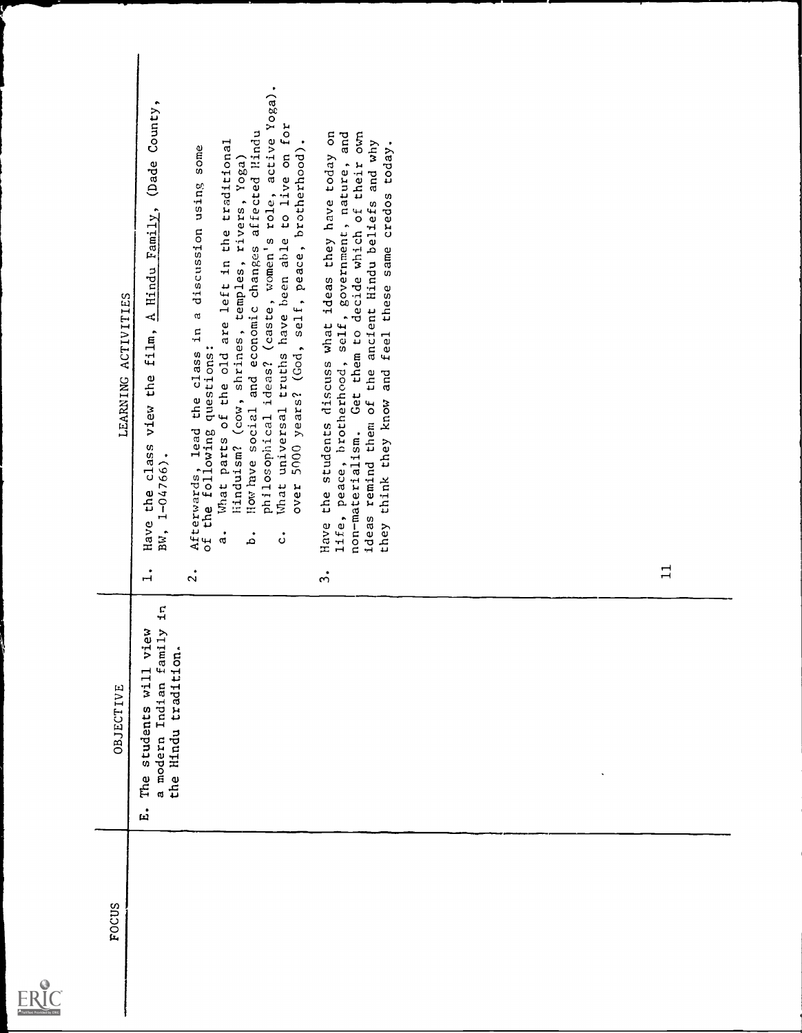| FOCUS | OBJECTIVE | LEARNING ACTIVITIES |
|---|---|---|
| | E. The students will view a modern Indian family in the Hindu tradition. | 1. Have the class view the film, A Hindu Family, (Dade County, BW, 1-04766).<br><br>2. Afterwards, lead the class in a discussion using some of the following questions:<br>a. What parts of the old are left in the traditional Hinduism? (cow, shrines, temples, rivers, Yoga)<br>b. How have social and economic changes affected Hindu philosophical ideas? (caste, women's role, active Yoga).<br>c. What universal truths have been able to live on for over 5000 years? (God, self, peace, brotherhood).<br><br>3. Have the students discuss what ideas they have today on life, peace, brotherhood, self, government, nature, and non-materialism. Get them to decide which of their own ideas remind them of the ancient Hindu beliefs and why they think they know and feel these same credos today. |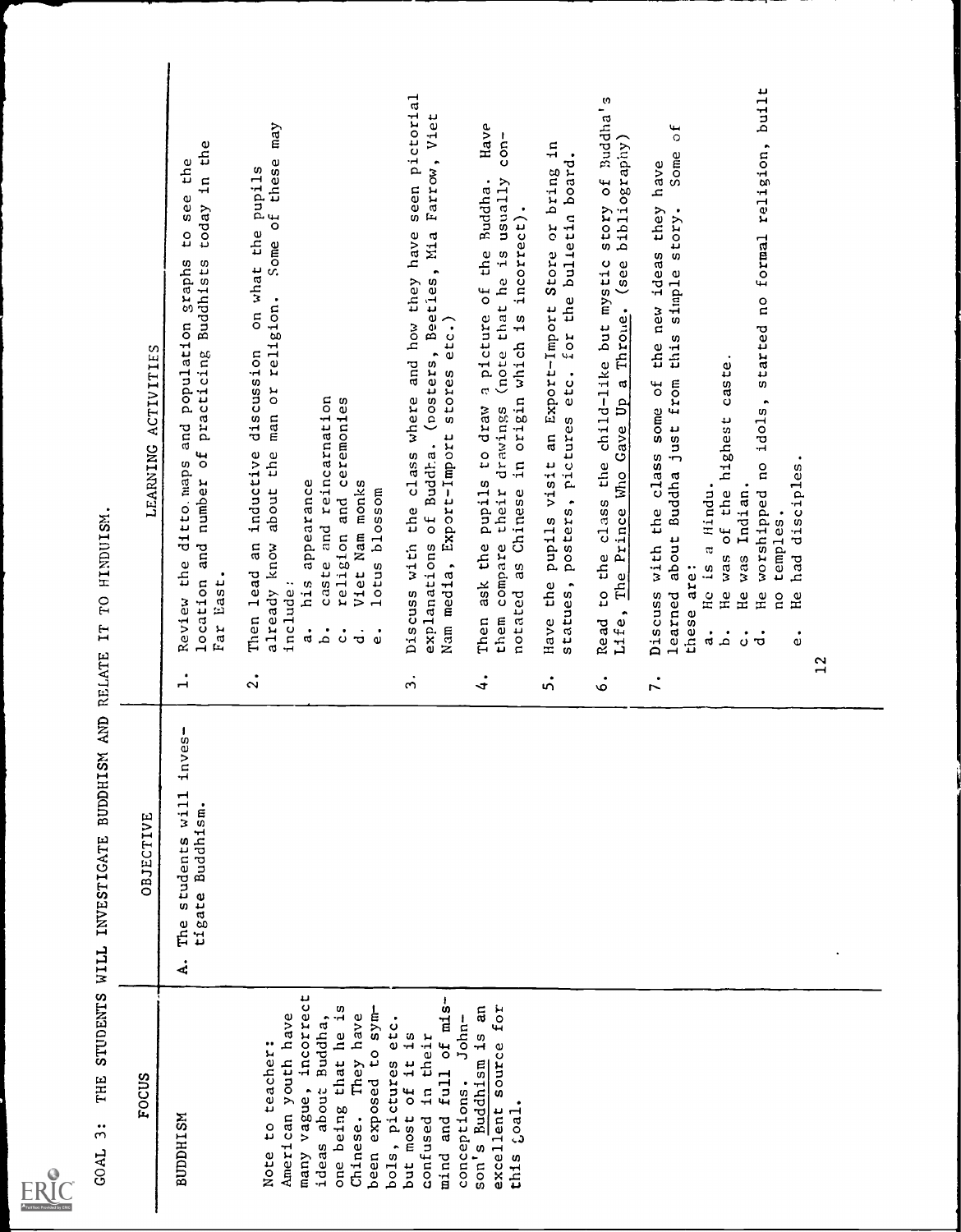GOAL 3: THE STUDENTS WILL INVESTIGATE BUDDHISM AND RELATE IT TO HINDUISM.

| FOCUS | OBJECTIVE | LEARNING ACTIVITIES |
|---|---|---|
| BUDDHISM<br><br>Note to teacher:<br>American youth have many vague, incorrect ideas about Buddha, one being that he is Chinese. They have been exposed to symbols, pictures etc. but most of it is confused in their mind and full of misconceptions. Johnson's Buddhism is an excellent source for this goal. | A. The students will investigate Buddhism. | 1. Review the ditto maps and population graphs to see the location and number of practicing Buddhists today in the Far East.<br><br>2. Then lead an inductive discussion on what the pupils already know about the man or religion. Some of these may include:<br>a. his appearance<br>b. caste and reincarnation<br>c. religion and ceremonies<br>d. Viet Nam monks<br>e. lotus blossom<br><br>3. Discuss with the class where and how they have seen pictorial explanations of Buddha. (posters, Beetles, Mia Farrow, Viet Nam media, Export-Import stores etc.)<br><br>4. Then ask the pupils to draw a picture of the Buddha. Have them compare their drawings (note that he is usually connotated as Chinese in origin which is incorrect).<br><br>5. Have the pupils visit an Export-Import Store or bring in statues, posters, pictures etc. for the bulletin board.<br><br>6. Read to the class the child-like but mystic story of Buddha's Life, <u>The Prince Who Gave Up a Throne</u>. (see bibliography)<br><br>7. Discuss with the class some of the new ideas they have learned about Buddha just from this simple story. Some of these are:<br>a. He is a Hindu.<br>b. He was of the highest caste.<br>c. He was Indian.<br>d. He worshipped no idols, started no formal religion, built no temples.<br>e. He had disciples. |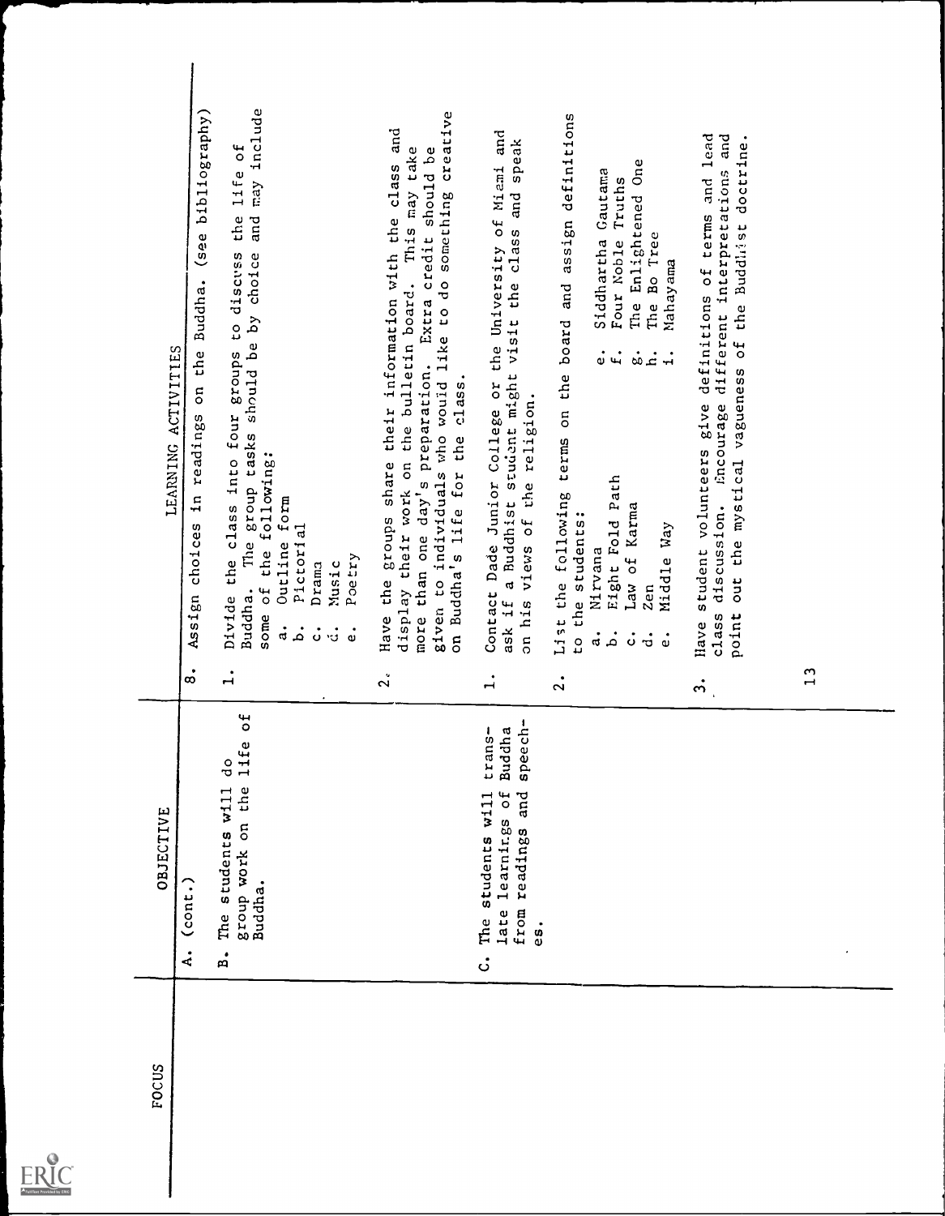| FOCUS | OBJECTIVE | LEARNING ACTIVITIES |
| --- | --- | --- |
| | A. (cont.) | 8. Assign choices in readings on the Buddha. (see bibliography) |
| | B. The students will do group work on the life of Buddha. | 1. Divide the class into four groups to discuss the life of Buddha. The group tasks should be by choice and may include some of the following:<br>a. Outline form<br>b. Pictorial<br>c. Drama<br>d. Music<br>e. Poetry |
| | | 2. Have the groups share their information with the class and display their work on the bulletin board. This may take more than one day's preparation. Extra credit should be given to individuals who would like to do something creative on Buddha's life for the class. |
| | C. The students will translate learnings of Buddha from readings and speeches. | 1. Contact Dade Junior College or the University of Miami and ask if a Buddhist student might visit the class and speak on his views of the religion. |
| | | 2. List the following terms on the board and assign definitions to the students:<br>a. Nirvana<br>b. Eight Fold Path<br>c. Law of Karma<br>d. Zen<br>e. Middle Way<br>e. Siddhartha Gautama<br>f. Four Noble Truths<br>g. The Enlightened One<br>h. The Bo Tree<br>i. Mahayama |
| | | 3. Have student volunteers give definitions of terms and lead class discussion. Encourage different interpretations and point out the mystical vagueness of the Buddhist doctrine. |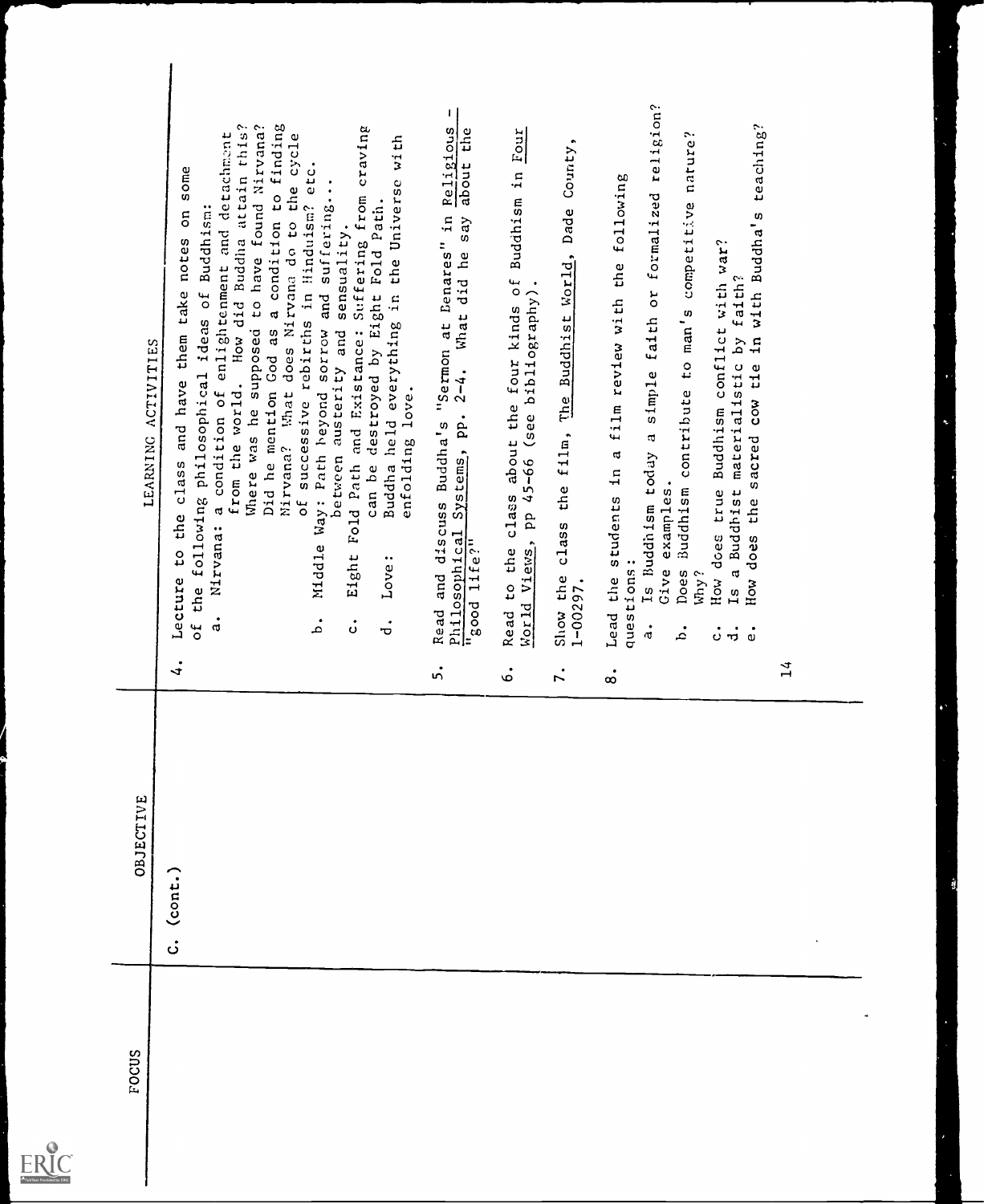| FOCUS | OBJECTIVE | LEARNING ACTIVITIES |
|---|---|---|
| | C. (cont.) | 4. Lecture to the class and have them take notes on some of the following philosophical ideas of Buddhism:<br>a. Nirvana: a condition of enlightenment and detachment from the world. How did Buddha attain this? Where was he supposed to have found Nirvana? Did he mention God as a condition to finding Nirvana? What does Nirvana do to the cycle of successive rebirths in Hinduism? etc.<br>b. Middle Way: Path beyond sorrow and suffering... between austerity and sensuality.<br>c. Eight Fold Path and Existance: Suffering from craving can be destroyed by Eight Fold Path.<br>d. Love: Buddha held everything in the Universe with enfolding love. |
| | | 5. Read and discuss Buddha's "Sermon at Benares" in Religious - Philosophical Systems, pp. 2-4. What did he say about the "good life?" |
| | | 6. Read to the class about the four kinds of Buddhism in Four World Views, pp 45-66 (see bibliography). |
| | | 7. Show the class the film, The Buddhist World, Dade County, 1-00297. |
| | | 8. Lead the students in a film review with the following questions:<br>a. Is Buddhism today a simple faith or formalized religion? Give examples.<br>b. Does Buddhism contribute to man's competitive nature? Why?<br>c. How does true Buddhism conflict with war?<br>d. Is a Buddhist materialistic by faith?<br>e. How does the sacred cow tie in with Buddha's teaching? |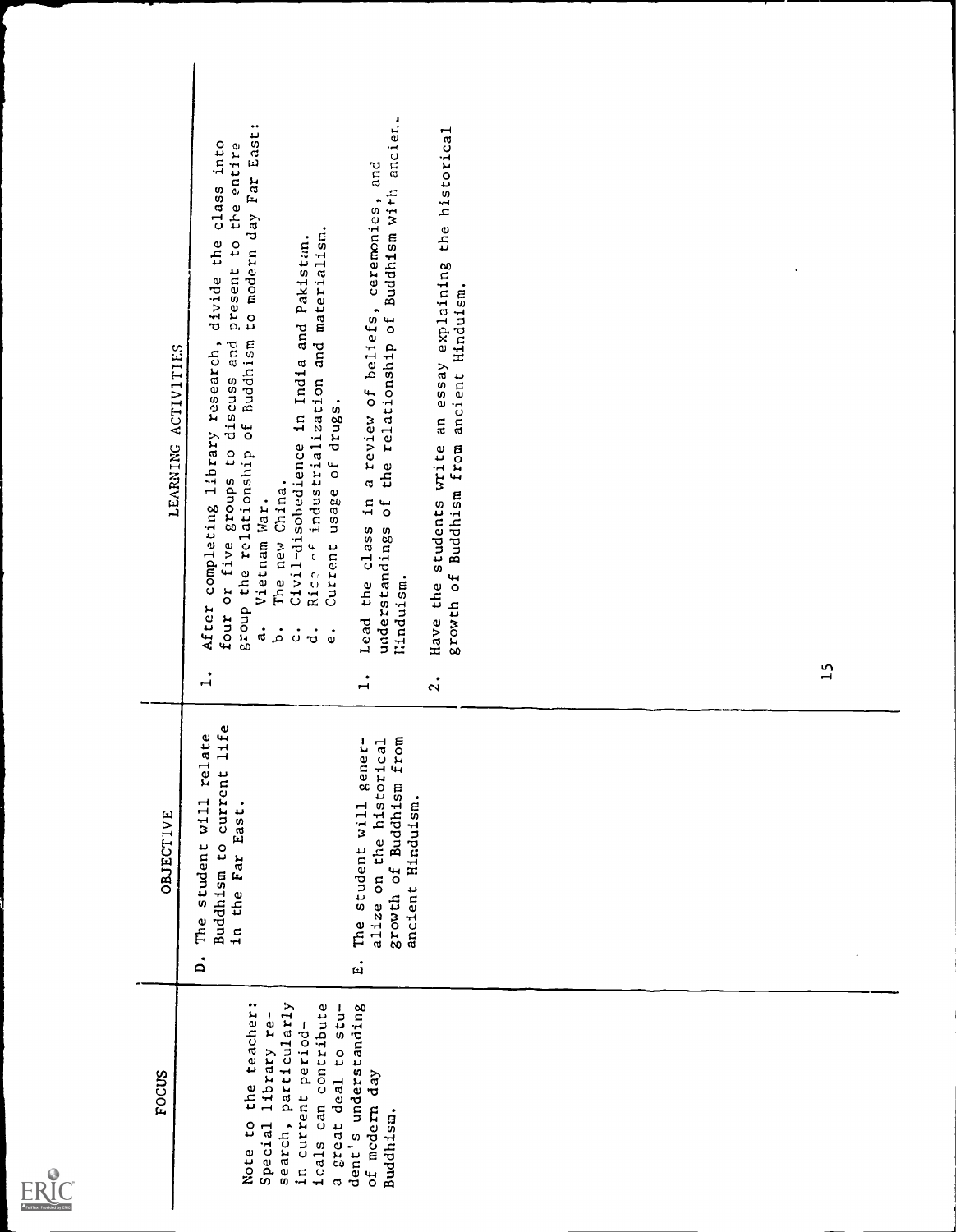| FOCUS | OBJECTIVE | LEARNING ACTIVITIES |
|---|---|---|
| Note to the teacher: Special library research, particularly in current periodicals can contribute a great deal to student's understanding of modern day Buddhism. | D. The student will relate Buddhism to current life in the Far East. | 1. After completing library research, divide the class into four or five groups to discuss and present to the entire group the relationship of Buddhism to modern day Far East: a. Vietnam War. b. The new China. c. Civil-disobedience in India and Pakistan. d. Rise of industrialization and materialism. e. Current usage of drugs. |
| | E. The student will generalize on the historical growth of Buddhism from ancient Hinduism. | 1. Lead the class in a review of beliefs, ceremonies, and understandings of the relationship of Buddhism with ancient Hinduism. 2. Have the students write an essay explaining the historical growth of Buddhism from ancient Hinduism. |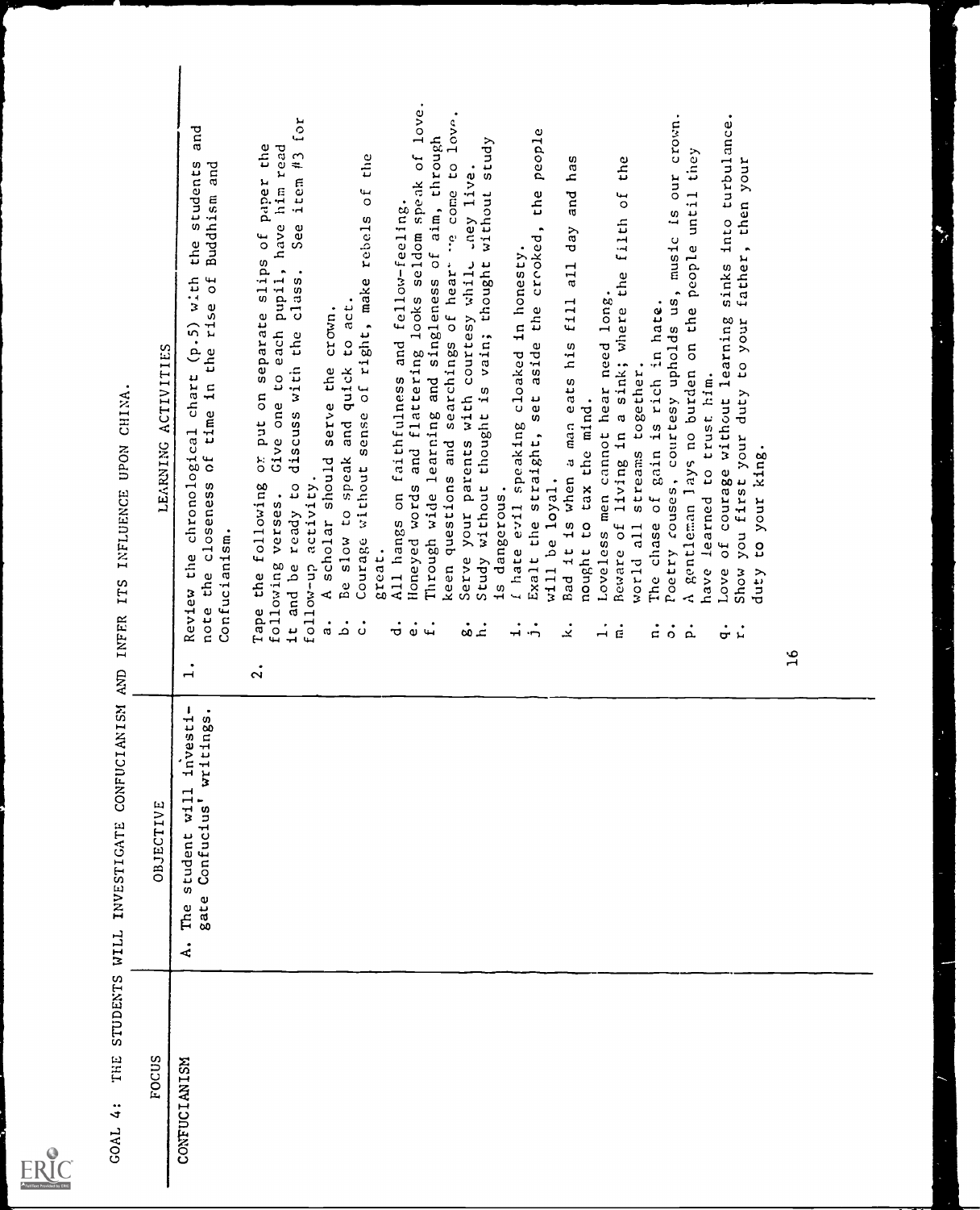GOAL 4: THE STUDENTS WILL INVESTIGATE CONFUCIANISM AND INFER ITS INFLUENCE UPON CHINA.

| FOCUS | OBJECTIVE | LEARNING ACTIVITIES |
|---|---|---|
| CONFUCIANISM | A. The student will investigate Confucius' writings. | 1. Review the chronological chart (p.5) with the students and note the closeness of time in the rise of Buddhism and Confucianism.<br><br>2. Tape the following or put on separate slips of paper the following verses. Give one to each pupil, have him read it and be ready to discuss with the class. See item #3 for follow-up activity.<br>a. A scholar should serve the crown.<br>b. Be slow to speak and quick to act.<br>c. Courage without sense of right, make rebels of the great.<br>d. All hangs on faithfulness and fellow-feeling.<br>e. Honeyed words and flattering looks seldom speak of love.<br>f. Through wide learning and singleness of aim, through keen questions and searchings of heart we come to love.<br>g. Serve your parents with courtesy while they live.<br>h. Study without thought is vain; thought without study is dangerous.<br>i. I hate evil speaking cloaked in honesty.<br>j. Exalt the straight, set aside the crooked, the people will be loyal.<br>k. Bad it is when a man eats his fill all day and has nought to tax the mind.<br>l. Loveless men cannot hear need long.<br>m. Beware of living in a sink; where the filth of the world all streams together.<br>n. The chase of gain is rich in hate.<br>o. Poetry rouses, courtesy upholds us, music is our crown.<br>p. A gentleman lays no burden on the people until they have learned to trust him.<br>q. Love of courage without learning sinks into turbulance.<br>r. Show you first your duty to your father, then your duty to your king. |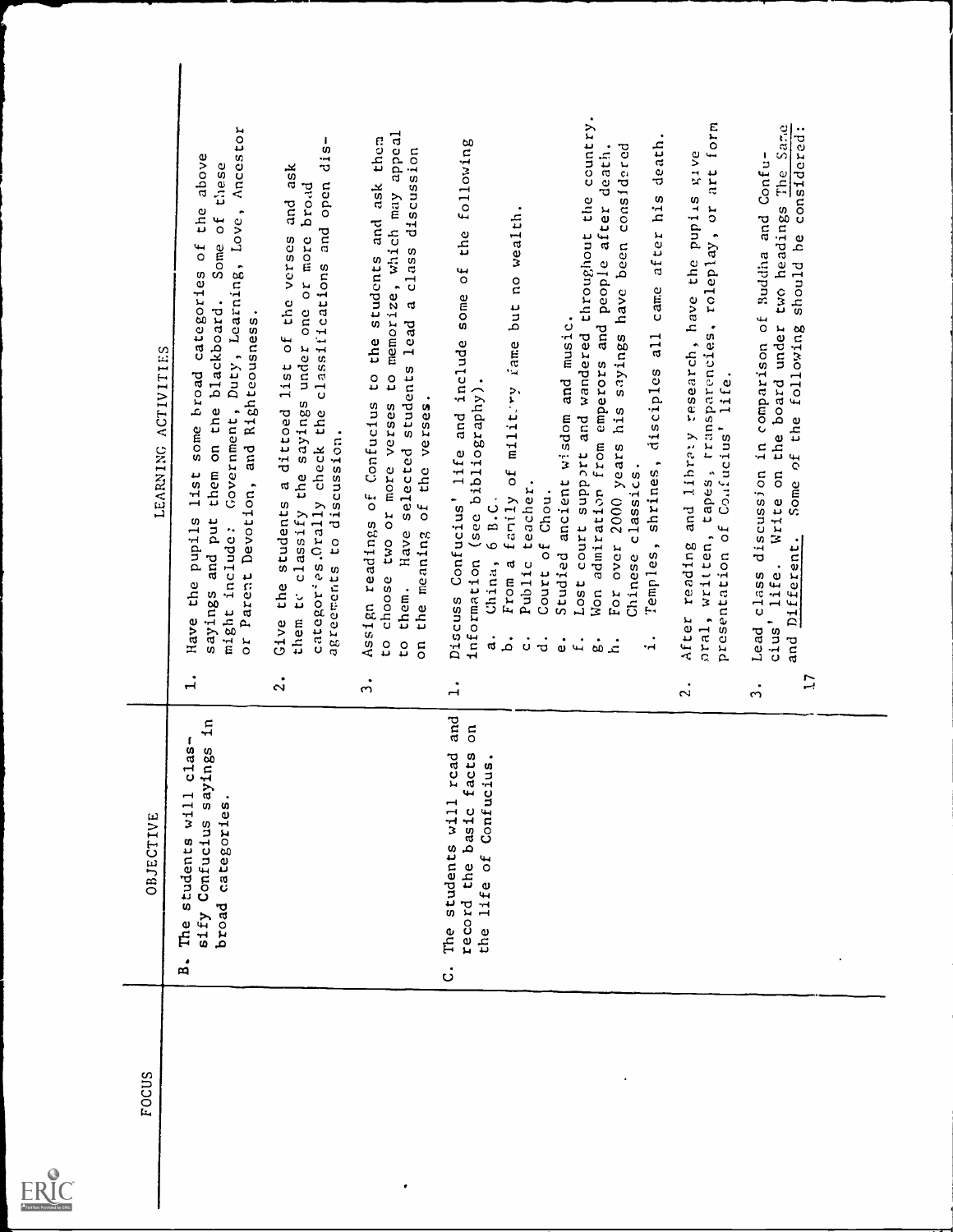| FOCUS | OBJECTIVE | LEARNING ACTIVITIES |
|---|---|---|
| | B. The students will classify Confucius sayings in broad categories. | 1. Have the pupils list some broad categories of the above sayings and put them on the blackboard. Some of these might include: Government, Duty, Learning, Love, Ancestor or Parent Devotion, and Righteousness.<br><br>2. Give the students a dittoed list of the verses and ask them to classify the sayings under one or more broad categories. Orally check the classifications and open disagreements to discussion.<br><br>3. Assign readings of Confucius to the students and ask them to choose two or more verses to memorize, which may appeal to them. Have selected students lead a class discussion on the meaning of the verses. |
| | C. The students will read and record the basic facts on the life of Confucius. | 1. Discuss Confucius' life and include some of the following information (see bibliography).<br>a. China, 6 B.C.<br>b. From a family of military fame but no wealth.<br>c. Public teacher.<br>d. Court of Chou.<br>e. Studied ancient wisdom and music.<br>f. Lost court support and wandered throughout the country.<br>g. Won admiration from emperors and people after death.<br>h. For over 2000 years his sayings have been considered Chinese classics.<br>i. Temples, shrines, disciples all came after his death.<br><br>2. After reading and library research, have the pupils give oral, written, tapes, transparencies, roleplay, or art form presentation of Confucius' life.<br><br>3. Lead class discussion in comparison of Buddha and Confucius' life. Write on the board under two headings The Same and Different. Some of the following should be considered: |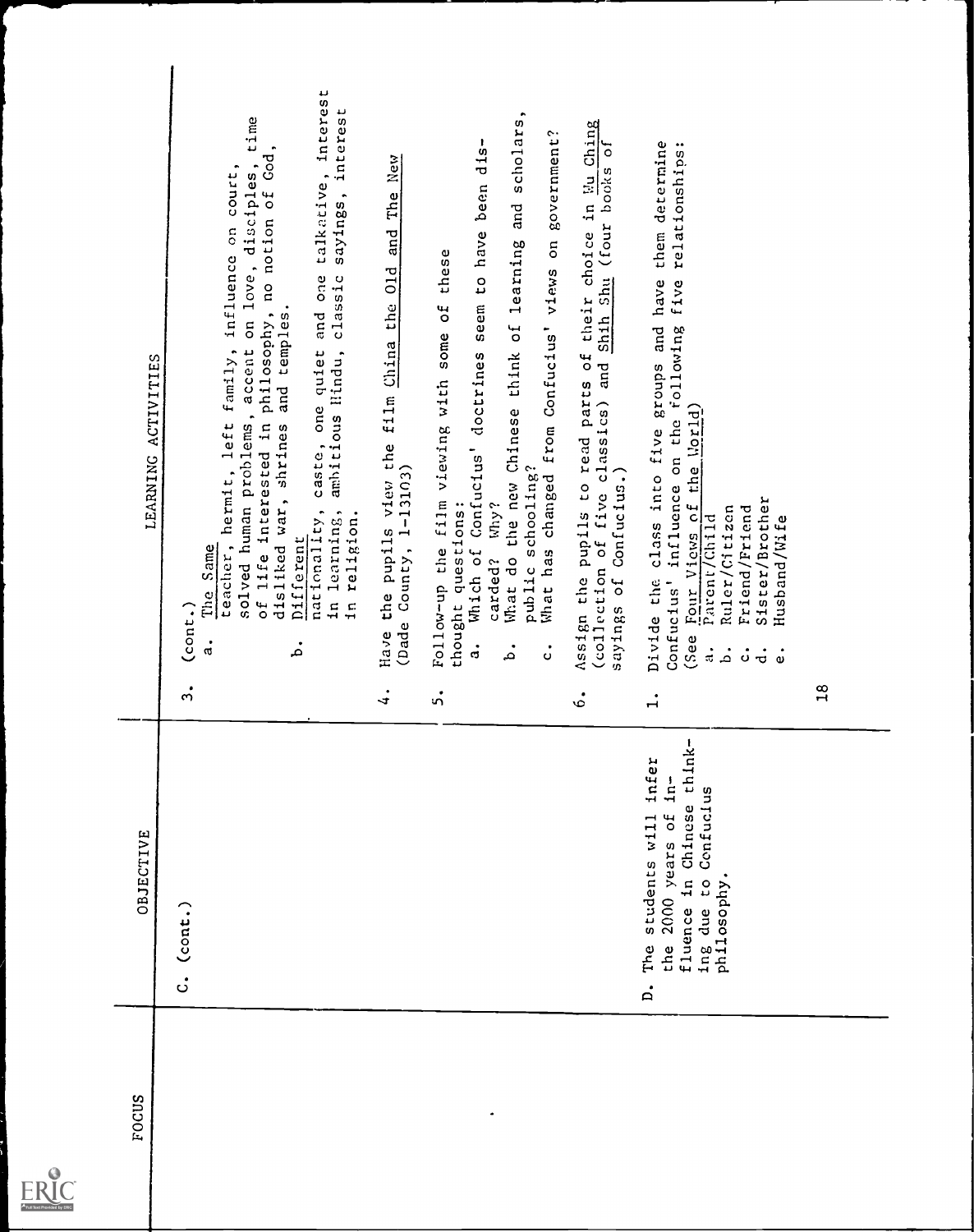| FOCUS | OBJECTIVE | LEARNING ACTIVITIES |
|---|---|---|
| | C. (cont.) | 3. (cont.)<br>a. The Same<br>teacher, hermit, left family, influence on court, solved human problems, accent on love, disciples, time of life interested in philosophy, no notion of God, disliked war, shrines and temples.<br>b. Different<br>nationality, caste, one quiet and one talkative, interest in learning, ambitious Hindu, classic sayings, interest in religion.<br><br>4. Have the pupils view the film China the Old and The New (Dade County, 1-13103)<br><br>5. Follow-up the film viewing with some of these thought questions:<br>a. Which of Confucius' doctrines seem to have been discarded? Why?<br>b. What do the new Chinese think of learning and scholars, public schooling?<br>c. What has changed from Confucius' views on government?<br><br>6. Assign the pupils to read parts of their choice in Wu Ching (collection of five classics) and Shih Shu (four books of sayings of Confucius.) |
| | D. The students will infer the 2000 years of influence in Chinese thinking due to Confucius philosophy. | 1. Divide the class into five groups and have them determine Confucius' influence on the following five relationships: (See Four Views of the World)<br>a. Parent/Child<br>b. Ruler/Citizen<br>c. Friend/Friend<br>d. Sister/Brother<br>e. Husband/Wife |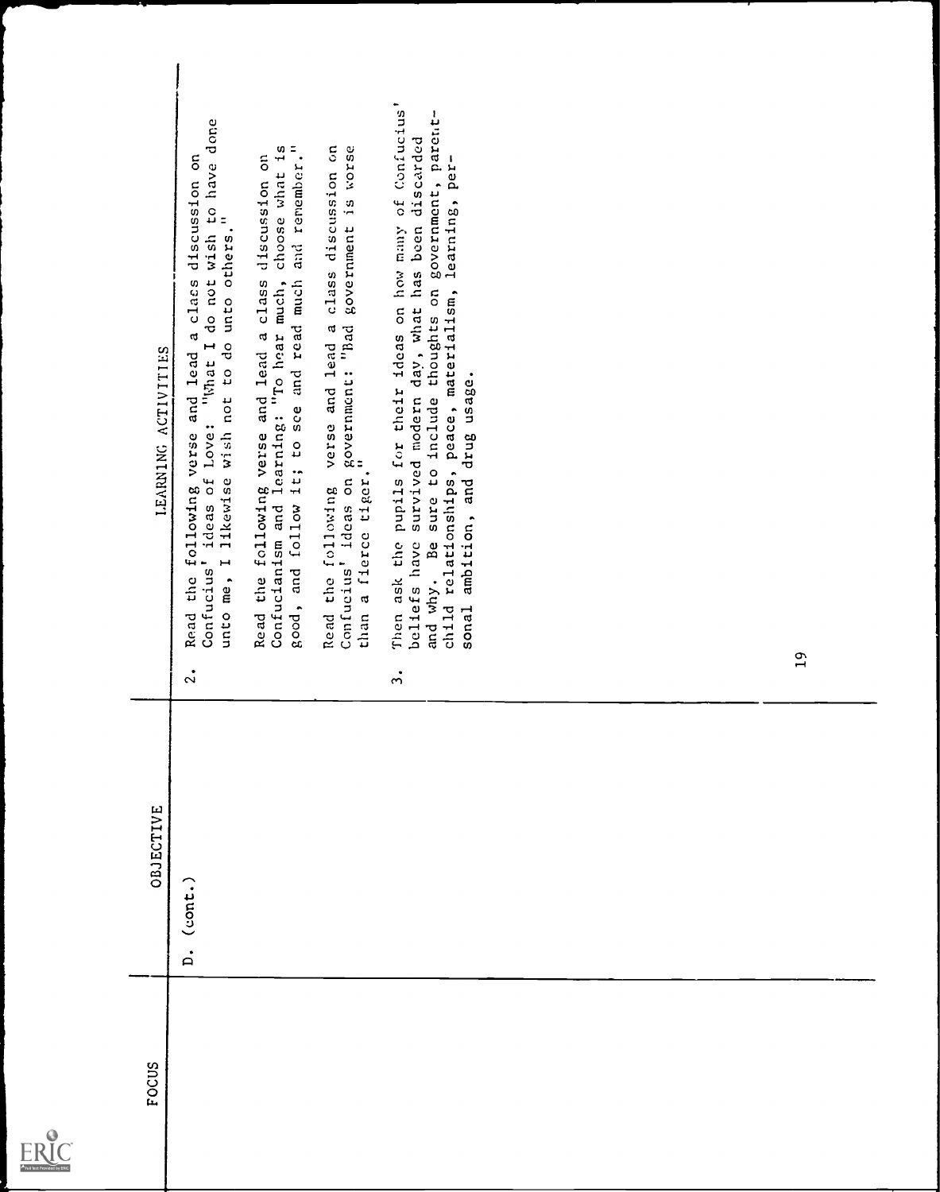| FOCUS | OBJECTIVE | LEARNING ACTIVITIES |
|---|---|---|
| | D. (cont.) | 2. Read the following verse and lead a class discussion on Confucius' ideas of Love: "What I do not wish to have done unto me, I likewise wish not to do unto others."<br><br>Read the following verse and lead a class discussion on Confucianism and learning: "To hear much, choose what is good, and follow it; to see and read much and remember."<br><br>Read the following verse and lead a class discussion on Confucius' ideas on government: "Bad government is worse than a fierce tiger."<br><br>3. Then ask the pupils for their ideas on how many of Confucius' beliefs have survived modern day, what has been discarded and why. Be sure to include thoughts on government, parent-child relationships, peace, materialism, learning, personal ambition, and drug usage. |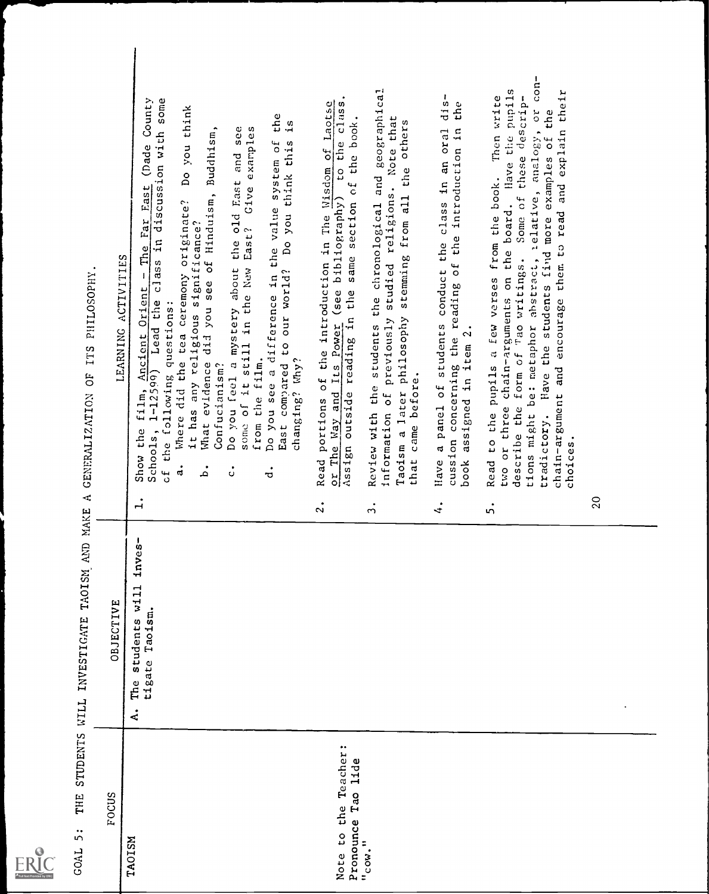GOAL 5: THE STUDENTS WILL INVESTIGATE TAOISM AND MAKE A GENERALIZATION OF ITS PHILOSOPHY.

| FOCUS | OBJECTIVE | LEARNING ACTIVITIES |
|---|---|---|
| TAOISM | A. The students will investigate Taoism. | 1. Show the film, Ancient Orient - The Far East (Dade County Schools, 1-12599) Lead the class in discussion with some of the following questions:<br>a. Where did the tea ceremony originate? Do you think it has any religious significance?<br>b. What evidence did you see of Hinduism, Buddhism, Confucianism?<br>c. Do you feel a mystery about the old East and see some of it still in the New East? Give examples from the film.<br>d. Do you see a difference in the value system of the East compared to our world? Do you think this is changing? Why? |
| Note to the Teacher: Pronounce Tao like "cow." | | 2. Read portions of the introduction in The Wisdom of Laotse or The Way and Its Power (see bibliography) to the class. Assign outside reading in the same section of the book. |
| | | 3. Review with the students the chronological and geographical information of previously studied religions. Note that Taoism a later philosophy stemming from all the others that came before. |
| | | 4. Have a panel of students conduct the class in an oral discussion concerning the reading of the introduction in the book assigned in item 2. |
| | | 5. Read to the pupils a few verses from the book. Then write two or three chain-arguments on the board. Have the pupils describe the form of Tao writings. Some of these descriptions might be: metaphor abstract, relative, analogy, or contradictory. Have the students find more examples of the chain-argument and encourage them to read and explain their choices. |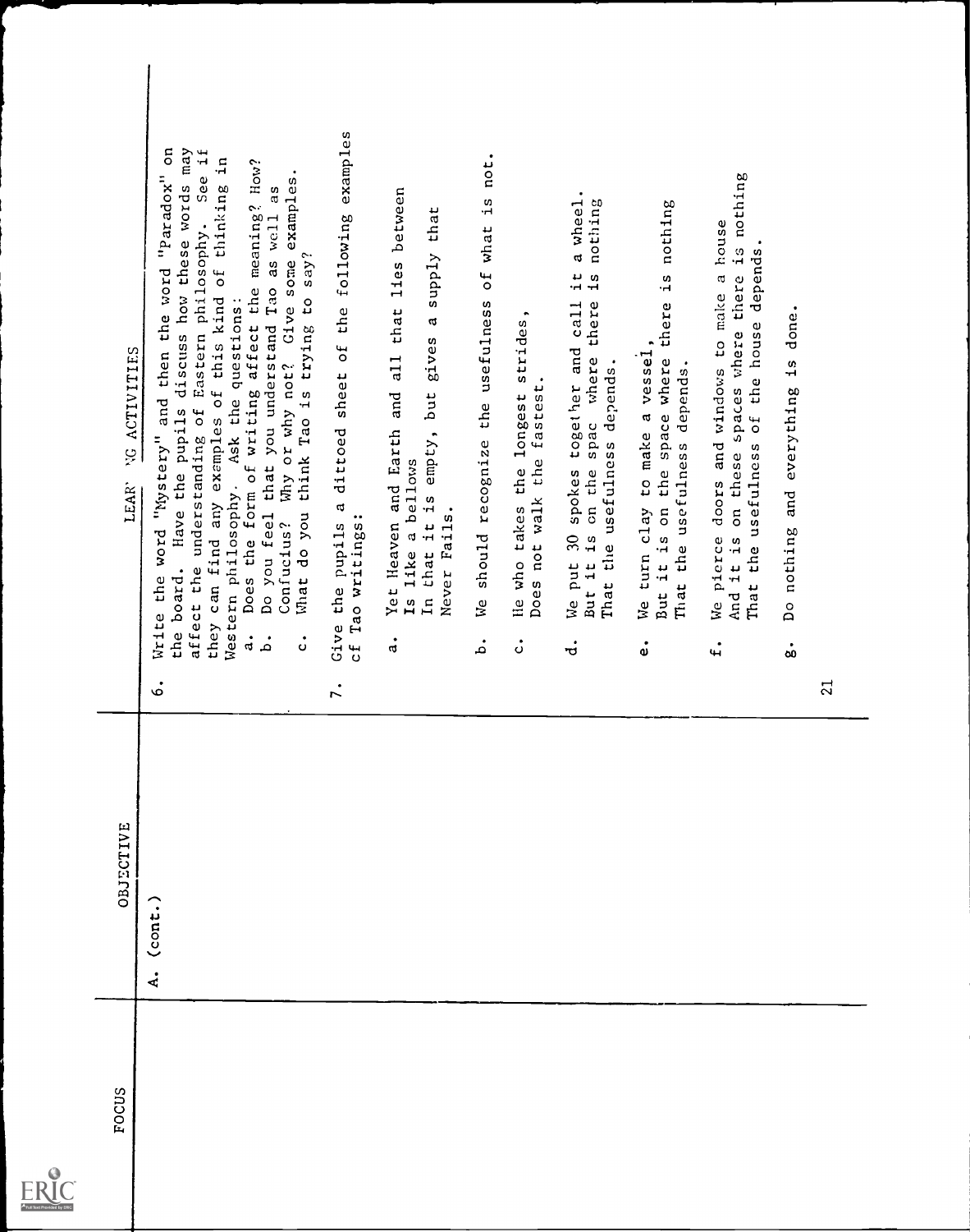| FOCUS | OBJECTIVE | LEAR' 'G ACTIVITIES |
|---|---|---|
| | A. (cont.) | 6. Write the word "Mystery" and then the word "Paradox" on the board. Have the pupils discuss how these words may affect the understanding of Eastern philosophy. See if they can find any examples of this kind of thinking in Western philosophy. Ask the questions:<br>a. Does the form of writing affect the meaning? How?<br>b. Do you feel that you understand Tao as well as Confucius? Why or why not? Give some examples.<br>c. What do you think Tao is trying to say? |
| | | 7. Give the pupils a dittoed sheet of the following examples of Tao writings:<br>a. Yet Heaven and Earth and all that lies between Is like a bellows In that it is empty, but gives a supply that Never Fails.<br>b. We should recognize the usefulness of what is not.<br>c. He who takes the longest strides, Does not walk the fastest.<br>d. We put 30 spokes together and call it a wheel. But it is on the spac where there is nothing That the usefulness depends.<br>e. We turn clay to make a vessel, But it is on the space where there is nothing That the usefulness depends.<br>f. We pierce doors and windows to make a house And it is on these spaces where there is nothing That the usefulness of the house depends.<br>g. Do nothing and everything is done. |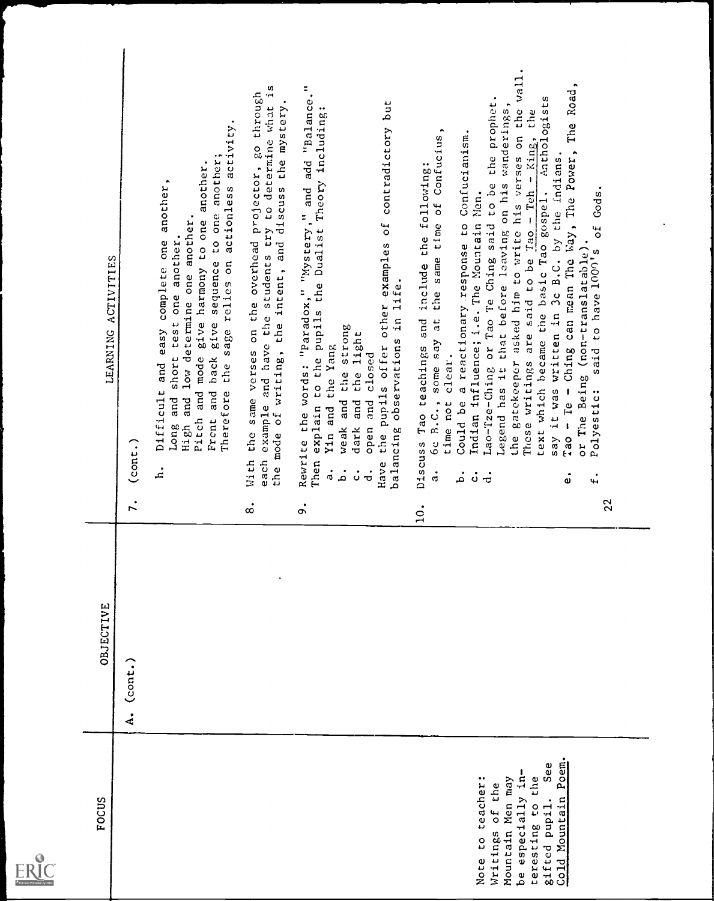| FOCUS | OBJECTIVE | LEARNING ACTIVITIES |
|---|---|---|
| | A. (cont.) | 7. (cont.)<br><br>h. Difficult and easy complete one another,<br>Long and short test one another.<br>High and low determine one another.<br>Pitch and mode give harmony to one another.<br>Front and back give sequence to one another;<br>Therefore the sage relies on actionless activity.<br><br>8. With the same verses on the overhead projector, go through each example and have the students try to determine what is the mode of writing, the intent, and discuss the mystery.<br><br>9. Rewrite the words: "Paradox," "Mystery," and add "Balance." Then explain to the pupils the Dualist Theory including:<br>a. Yin and the Yang<br>b. weak and the strong<br>c. dark and the light<br>d. open and closed<br>Have the pupils offer other examples of contradictory but balancing observations in life. |
| Note to teacher: Writings of the Mountain Men may be especially interesting to the gifted pupil. See Cold Mountain Poem. | | 10. Discuss Tao teachings and include the following:<br>a. 6c B.C., some say at the same time of Confucius, time not clear.<br>b. Could be a reactionary response to Confucianism.<br>c. Indian influence; i.e. The Mountain Men.<br>d. Lao-Tze-Ching or Tao Te Ching said to be the prophet. Legend has it that before leaving on his wanderings, the gatekeeper asked him to write his verses on the wall. These writings are said to be Tao - Teh - King, the text which became the basic Tao gospel. Anthologists say it was written in 3c B.C. by the Indians.<br>e. Tao - Te - Ching can mean The Way, The Power, The Road, or The Being (non-translatable).<br>f. Polyestic: said to have 1000's of Gods. |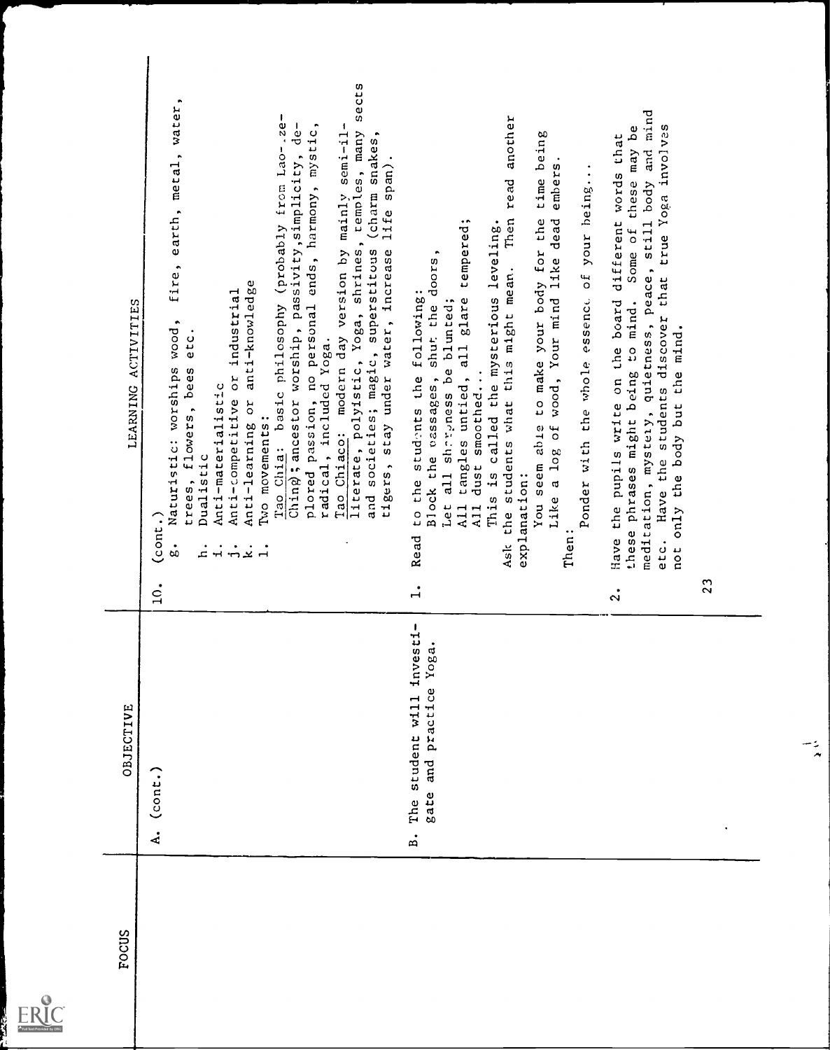| FOCUS | OBJECTIVE | LEARNING ACTIVITIES |
|---|---|---|
| | A. (cont.) | 10. (cont.)<br>g. Naturistic: worships wood, fire, earth, metal, water, trees, flowers, bees etc.<br>h. Dualistic<br>i. Anti-materialistic<br>j. Anti-competitive or industrial<br>k. Anti-learning or anti-knowledge<br>l. Two movements:<br>Tao Chia: basic philosophy (probably from Lao-ze-Ching); ancestor worship, passivity, simplicity, deplored passion, no personal ends, harmony, mystic, radical, included Yoga.<br>Tao Chiao: modern day version by mainly semi-illiterate, polyistic, Yoga, shrines, temples, many sects and societies; magic, superstitous (charm snakes, tigers, stay under water, increase life span). |
| | B. The student will investigate and practice Yoga. | 1. Read to the students the following:<br>Block the passages, shut the doors,<br>Let all sharpness be blunted;<br>All tangles untied, all glare tempered;<br>All dust smoothed...<br>This is called the mysterious leveling.<br>Ask the students what this might mean. Then read another explanation:<br>You seem able to make your body for the time being<br>Like a log of wood, Your mind like dead embers.<br>Then:<br>Ponder with the whole essence of your being...<br><br>2. Have the pupils write on the board different words that these phrases might being to mind. Some of these may be meditation, mystery, quietness, peace, still body and mind etc. Have the students discover that true Yoga involves not only the body but the mind. |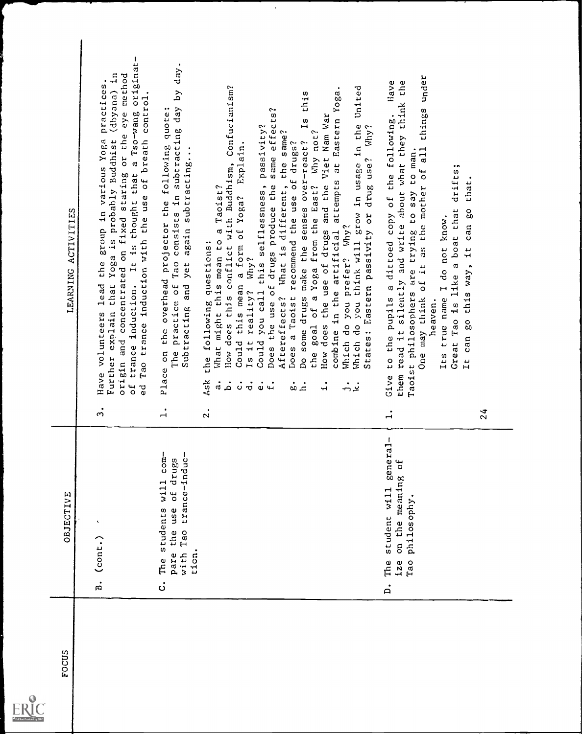| FOCUS | OBJECTIVE | LEARNING ACTIVITIES |
|---|---|---|
| | B. (cont.) | 3. Have volunteers lead the group in various Yoga practices. Further explain that Yoga is probably Buddhist (dhyana) in origin and concentrated on fixed staring or the eye method of trance induction. It is thought that a Tso-wang originated Tao trance induction with the use of breath control. |
| | C. The students will compare the use of drugs with Tao trance-induction. | 1. Place on the overhead projector the following quote: The practice of Tao consists in subtracting day by day. Subtracting and yet again subtracting... |
| | | 2. Ask the following questions: a. What might this mean to a Taoist? b. How does this conflict with Buddhism, Confucianism? c. Could this mean a form of Yoga? Explain. d. Is it reality? Why? e. Could you call this selflessness, passivity? f. Does the use of drugs produce the same effects? Aftereffects? What is different, the same? g. Does a Taoist recommend the use of drugs? h. Do some drugs make the senses over-react? Is this the goal of a Yoga from the East? Why not? i. How does the use of drugs and the Viet Nam War combine in the artificial attempts at Eastern Yoga. j. Which do you prefer? Why? k. Which do you think will grow in usage in the United States: Eastern passivity or drug use? Why? |
| | D. The student will generalize on the meaning of Tao philosophy. | 1. Give to the pupils a dittoed copy of the following. Have them read it silently and write about what they think the Taoist philosophers are trying to say to man. One may think of it as the mother of all things under heaven. Its true name I do not know. Great Tao is like a boat that drifts; It can go this way, it can go that. |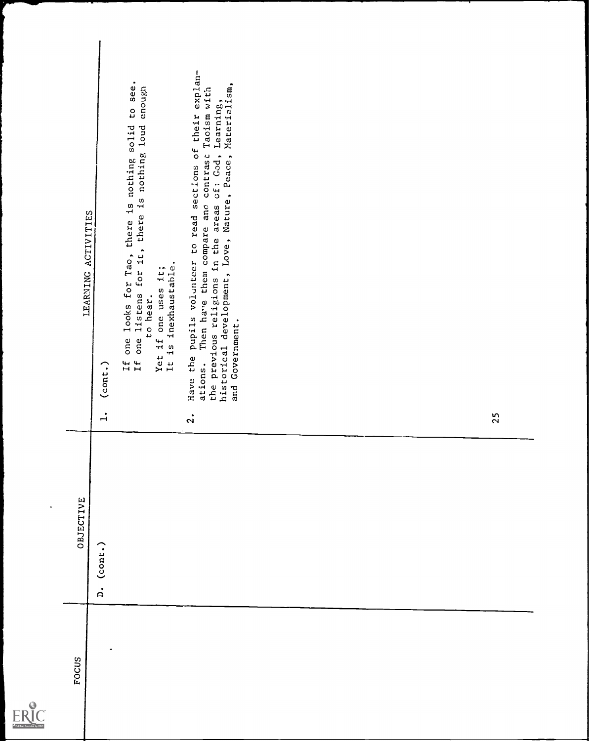| FOCUS | OBJECTIVE | LEARNING ACTIVITIES |
|---|---|---|
| | D. (cont.) | 1. (cont.)<br><br>If one looks for Tao, there is nothing solid to see.<br>If one listens for it, there is nothing loud enough to hear.<br>Yet if one uses it;<br>It is inexhaustable.<br><br>2. Have the pupils volunteer to read sections of their explanations. Then have them compare and contrast Taoism with the previous religions in the areas of: God, Learning, historical development, Love, Nature, Peace, Materialism, and Government. |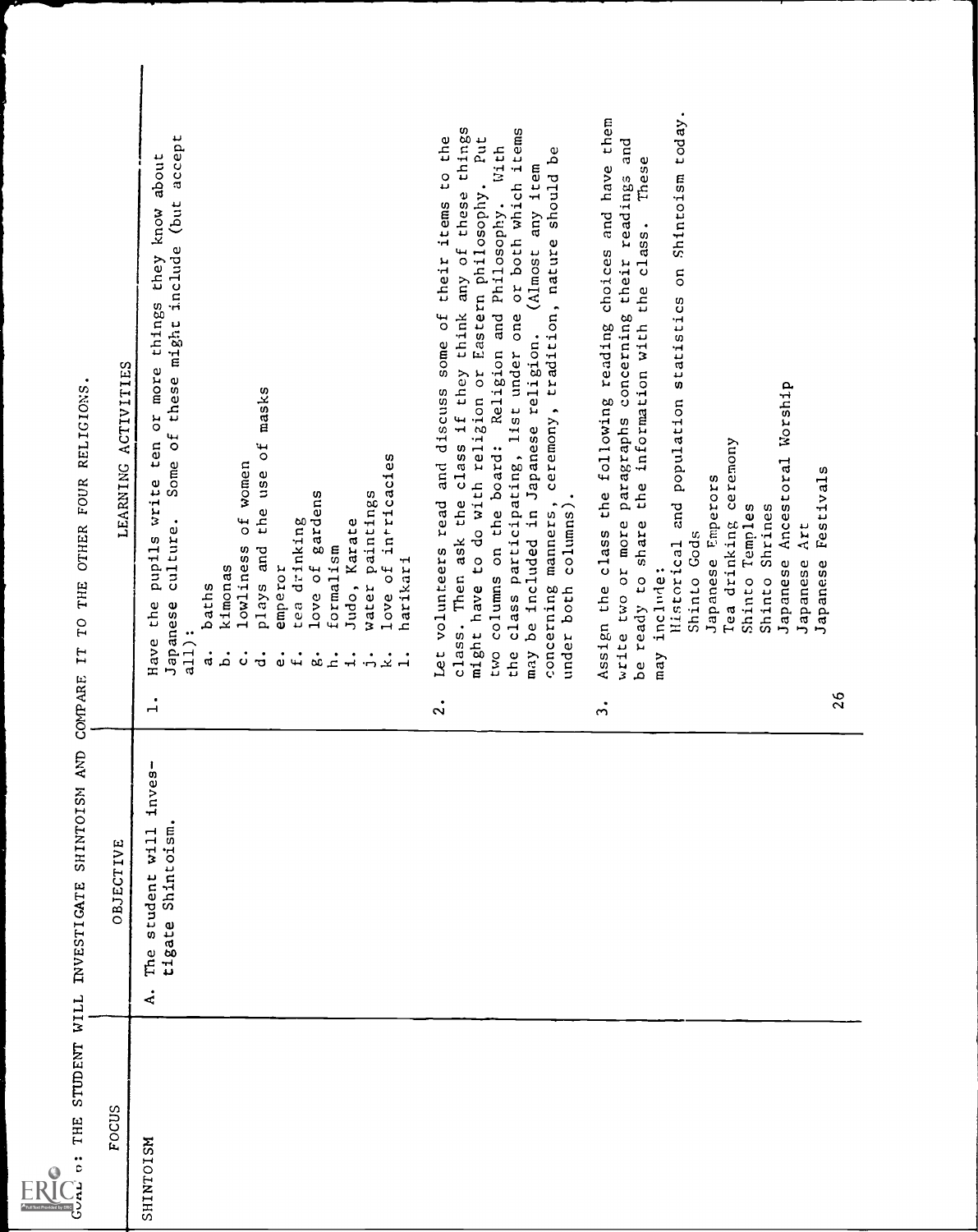GOAL 6: THE STUDENT WILL INVESTIGATE SHINTOISM AND COMPARE IT TO THE OTHER FOUR RELIGIONS.

| FOCUS | OBJECTIVE | LEARNING ACTIVITIES |
|---|---|---|
| SHINTOISM | A. The student will investigate Shintoism. | 1. Have the pupils write ten or more things they know about Japanese culture. Some of these might include (but accept all):<br>a. baths<br>b. kimonas<br>c. lowliness of women<br>d. plays and the use of masks<br>e. emperor<br>f. tea drinking<br>g. love of gardens<br>h. formalism<br>i. Judo, Karate<br>j. water paintings<br>k. love of intricacies<br>l. harikari<br><br>2. Let volunteers read and discuss some of their items to the class. Then ask the class if they think any of these things might have to do with religion or Eastern philosophy. Put two columns on the board: Religion and Philosophy. With the class participating, list under one or both which items may be included in Japanese religion. (Almost any item concerning manners, ceremony, tradition, nature should be under both columns).<br><br>3. Assign the class the following reading choices and have them write two or more paragraphs concerning their readings and be ready to share the information with the class. These may include:<br>Historical and population statistics on Shintoism today.<br>Shinto Gods<br>Japanese Emperors<br>Tea drinking ceremony<br>Shinto Temples<br>Shinto Shrines<br>Japanese Ancestoral Worship<br>Japanese Art<br>Japanese Festivals |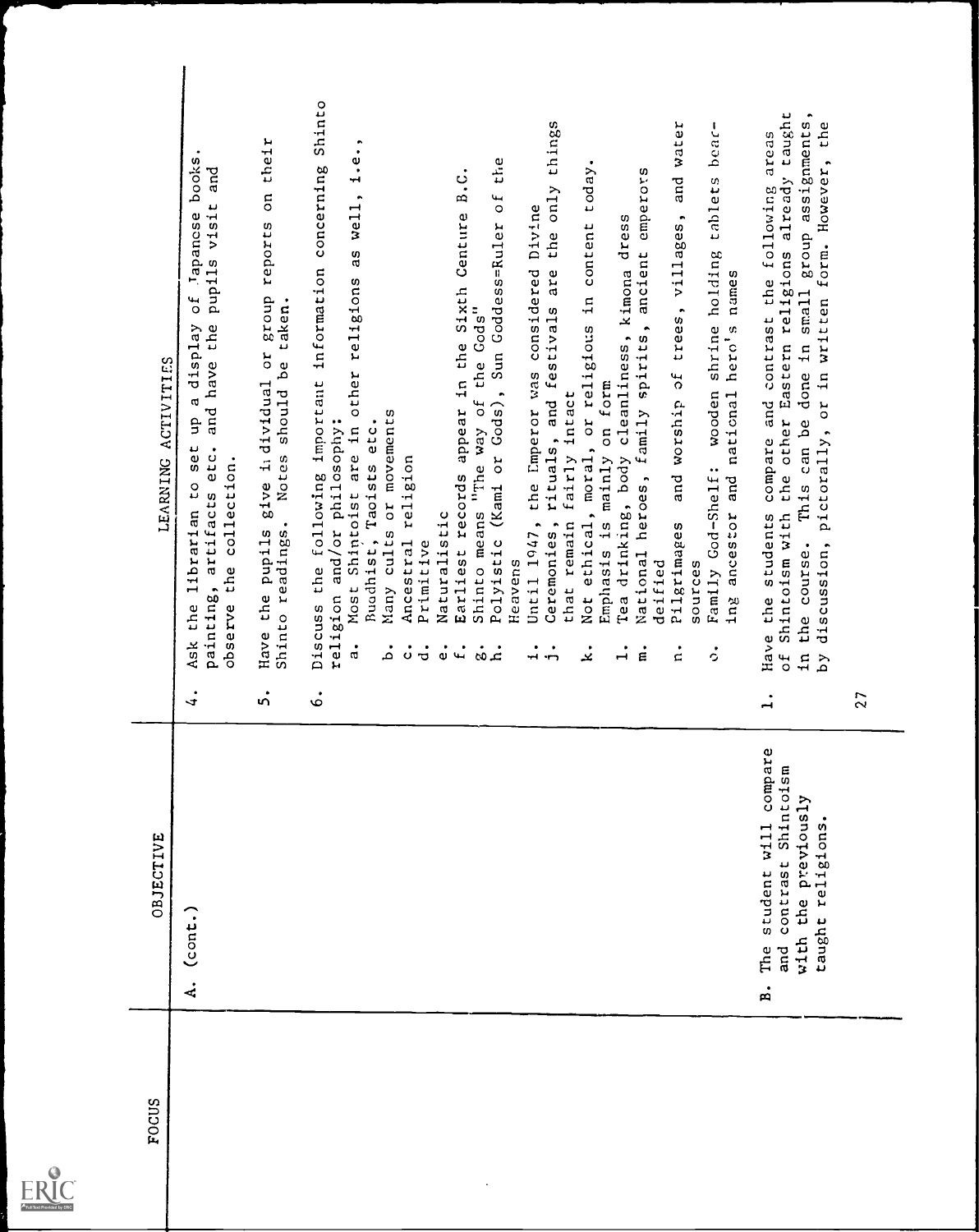| FOCUS | OBJECTIVE | LEARNING ACTIVITIES |
|---|---|---|
| | A. (cont.) | 4. Ask the librarian to set up a display of Japanese books, painting, artifacts etc. and have the pupils visit and observe the collection. |
| | | 5. Have the pupils give individual or group reports on their Shinto readings. Notes should be taken. |
| | | 6. Discuss the following important information concerning Shinto religion and/or philosophy:<br>a. Most Shintoist are in other religions as well, i.e., Buddhist, Taoists etc.<br>b. Many cults or movements<br>c. Ancestral religion<br>d. Primitive<br>e. Naturalistic<br>f. Earliest records appear in the Sixth Centure B.C.<br>g. Shinto means "The way of the Gods"<br>h. Polyistic (Kami or Gods), Sun Goddess=Ruler of the Heavens<br>i. Until 1947, the Emperor was considered Divine<br>j. Ceremonies, rituals, and festivals are the only things that remain fairly intact<br>k. Not ethical, moral, or religious in content today. Emphasis is mainly on form<br>l. Tea drinking, body cleanliness, kimona dress<br>m. National heroes, family spirits, ancient emperors deified<br>n. Pilgrimages and worship of trees, villages, and water sources<br>o. Family God-Shelf: wooden shrine holding tablets bearing ancestor and national hero's names |
| | B. The student will compare and contrast Shintoism with the previously taught religions. | 1. Have the students compare and contrast the following areas of Shintoism with the other Eastern religions already taught in the course. This can be done in small group assignments, by discussion, pictorally, or in written form. However, the |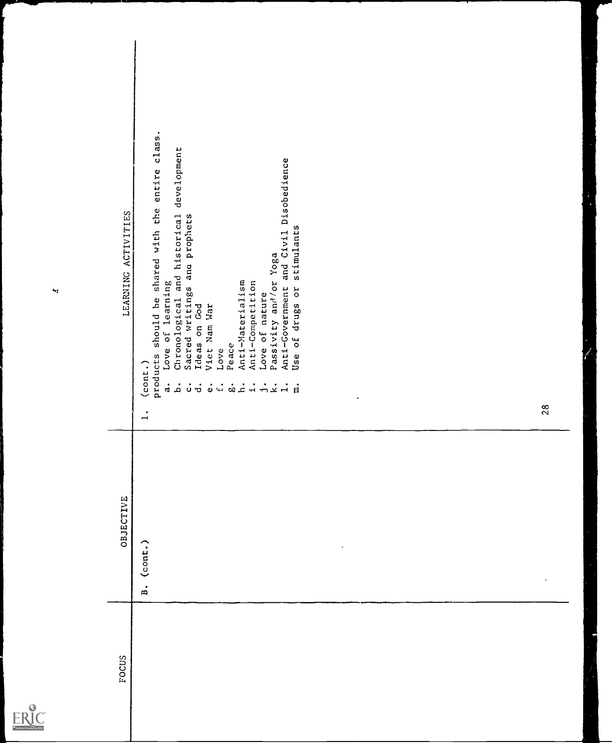| FOCUS | OBJECTIVE | LEARNING ACTIVITIES |
|---|---|---|
| | B. (cont.) | 1. (cont.)<br>products should be shared with the entire class.<br>a. Love of learning<br>b. Chronological and historical development<br>c. Sacred writings and prophets<br>d. Ideas on God<br>e. Viet Nam War<br>f. Love<br>g. Peace<br>h. Anti-Materialism<br>i. Anti-Competition<br>j. Love of nature<br>k. Passivity and/or Yoga<br>l. Anti-Government and Civil Disobedience<br>m. Use of drugs or stimulants |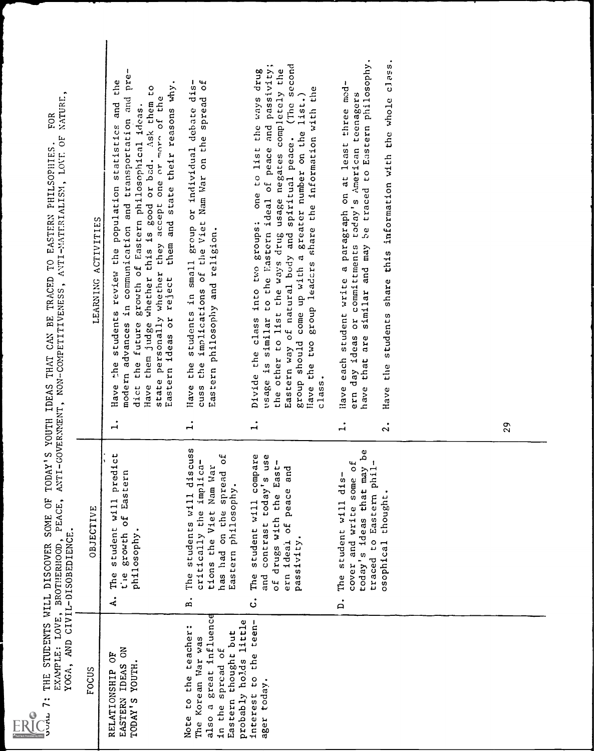GOAL 7: THE STUDENTS WILL DISCOVER SOME OF TODAY'S YOUTH IDEAS THAT CAN BE TRACED TO EASTERN PHILSOPHIES. FOR EXAMPLE: LOVE, BROTHERHOOD, PEACE, ANTI-GOVERNMENT, NON-COMPETITIVENESS, ANTI-MATERIALISM, LOVE OF NATURE, YOGA, AND CIVIL-DISOBEDIENCE.

| FOCUS | OBJECTIVE | LEARNING ACTIVITIES |
|---|---|---|
| RELATIONSHIP OF EASTERN IDEAS ON TODAY'S YOUTH. | A. The student will predict the growth of Eastern philosophy. | 1. Have the students review the population statistics and the modern advances in communication and transportation and predict the future growth of Eastern philosophical ideas. Have them judge whether this is good or bad. Ask them to state personally whether they accept one or more of the Eastern ideas or reject them and state their reasons why. |
| Note to the teacher: The Korean War was also a great influence in the spread of Eastern thought but probably holds little interest to the teenager today. | B. The students will discuss critically the implications the Viet Nam War has had on the spread of Eastern philosophy. | 1. Have the students in small group or individual debate discuss the implications of the Viet Nam War on the spread of Eastern philosophy and religion. |
| | C. The student will compare and contrast today's use of drugs with the Eastern ideal of peace and passivity. | 1. Divide the class into two groups: one to list the ways drug usage is similar to the Eastern ideal of peace and passivity; the other to list the ways drug usage negates completely the Eastern way of natural body and spiritual peace. (The second group should come up with a greater number on the list.) Have the two group leaders share the information with the class. |
| | D. The student will discover and write some of today's ideas that may be traced to Eastern philosophical thought. | 1. Have each student write a paragraph on at least three modern day ideas or committments today's American teenagers have that are similar and may be traced to Eastern philosophy.<br>2. Have the students share this information with the whole class. |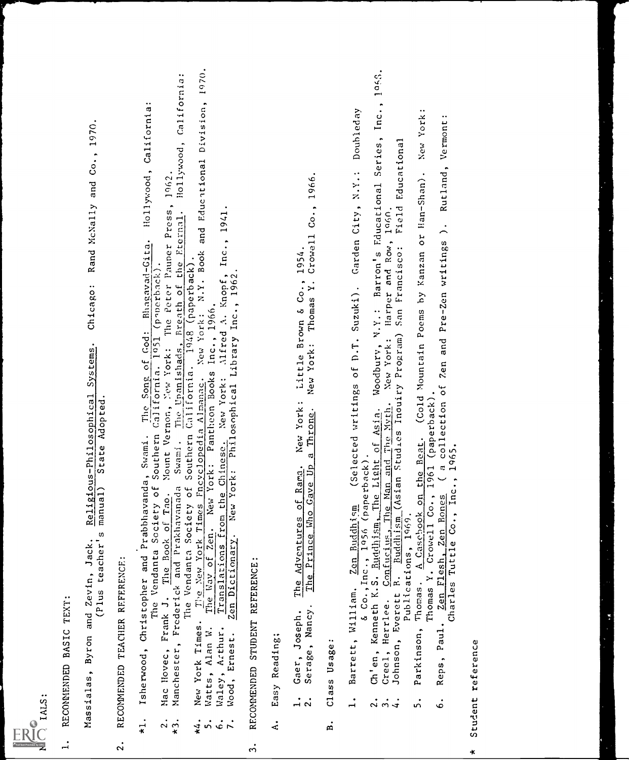MATERIALS:

1. RECOMMENDED BASIC TEXT:

   Massialas, Byron and Zevin, Jack. Religious-Philosophical Systems. Chicago: Rand McNally and Co., 1970. (Plus teacher's manual) State Adopted.

2. RECOMMENDED TEACHER REFERENCE:

   *1. Isherwood, Christopher and Prabhavanda, Swami. The Song of God: Bhagavad-Gita. Hollywood, California: The Vendanta Society of Southern California. 1951 (paperback).
   2. Mac Hovec, Frank J. The Book of Tao. Mount Vernon, New York: The Peter Pauper Press, 1962.
   *3. Manchester, Frederick and Prakhavanada Swami. The Upanishads, Breath of the Eternal. Hollywood, California: The Vendanta Society of Southern California. 1948 (paperback).
   *4. New York Times. The New York Times Encyclopedia Almanac. New York: N.Y. Book and Educational Division, 1970.
   5. Watts, Alan W. The Way of Zen. New York: Pantheon Books Inc., 1966.
   6. Waley, Arthur. Translations from the Chinese. New York: Alfred A. Knopf, Inc., 1941.
   7. Wood, Ernest. Zen Dictionary. New York: Philosophical Library Inc., 1962.

3. RECOMMENDED STUDENT REFERENCE:

   A. Easy Reading:

      1. Gaer, Joseph. The Adventures of Rama. New York: Little Brown & Co., 1954.
      2. Serage, Nancy. The Prince Who Gave Up a Throne. New York: Thomas Y. Crowell Co., 1966.

   B. Class Usage:

      1. Barrett, William. Zen Buddhism (Selected writings of D.T. Suzuki). Garden City, N.Y.: Doubleday & Co.,Inc., 1956 (paperback).
      2. Ch'en, Kenneth K.S. Buddhism, The Light of Asia. Woodbury, N.Y.: Barron's Educational Series, Inc., 1968.
      3. Creel, Herrlee. Confucius, The Man and The Myth. New York: Harper and Row, 1960.
      4. Johnson, Everett R. Buddhism (Asian Studies Inquiry Program) San Francisco: Field Educational Publications, 1969.
      5. Parkinson, Thomas. A Casebook on the Beat. (Cold Mountain Poems by Kanzan or Han-Shan). New York: Thomas Y. Crowell Co., 1961 (paperback).
      6. Reps, Paul. Zen Flesh, Zen Bones ( a collection of Zen and Pre-Zen writings ). Rutland, Vermont: Charles Tuttle Co., Inc., 1965.

\* Student reference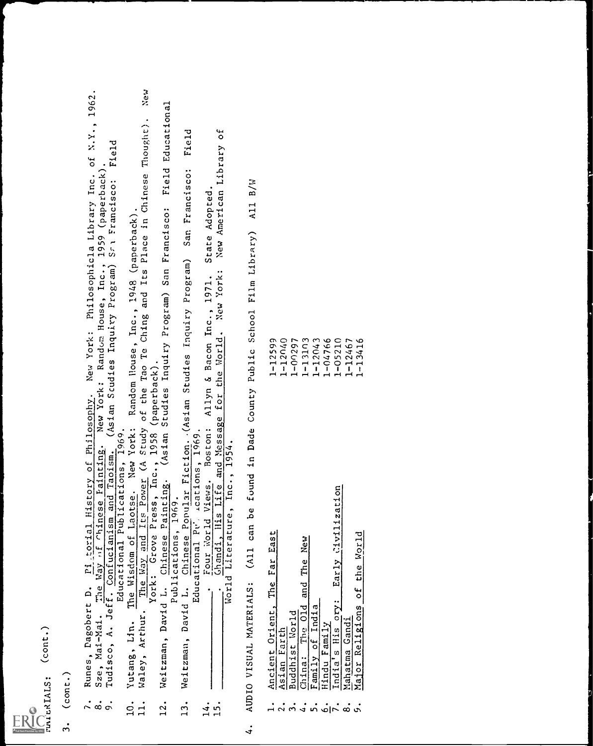MATERIALS: (cont.)

3. (cont.)

7. Runes, Dagobert D. Pictorial History of Philosophy. New York: Philosophical Library Inc. of N.Y., 1962.
8. Sze, Mai-Mai. The Way of Chinese Painting. New York: Random House, Inc., 1959 (paperback).
9. Tudisco, A. Jeff. Confucianism and Taoism. (Asian Studies Inquiry Program) San Francisco: Field Educational Publications, 1969.
10. Yutang, Lin. The Wisdom of Laotse. New York: Random House, Inc., 1948 (paperback).
11. Waley, Arthur. The Way and Its Power (A Study of the Tao Te Ching and Its Place in Chinese Thought). New York: Grove Press, Inc., 1958 (paperback).
12. Weitzman, David L. Chinese Painting. (Asian Studies Inquiry Program) San Francisco: Field Educational Publications, 1969.
13. Weitzman, David L. Chinese Popular Fiction. (Asian Studies Inquiry Program) San Francisco: Field Educational Publications, 1969.
14. \_\_\_\_\_\_\_\_. Four World Views. Boston: Allyn & Bacon Inc., 1971. State Adopted.
15. \_\_\_\_\_\_\_\_. Ghandi, His Life and Message for the World. New York: New American Library of World Literature, Inc., 1954.

4. AUDIO VISUAL MATERIALS: (All can be found in Dade County Public School Film Library) All B/W

| | | |
|---|---|---|
| 1. | Ancient Orient, The Far East | 1-12599 |
| 2. | Asian Earth | 1-12040 |
| 3. | Buddhist World | 1-00297 |
| 4. | China: The Old and The New | 1-13103 |
| 5. | Family of India | 1-12043 |
| 6. | Hindu Family | 1-04766 |
| 7. | India's History: Early Civilization | 1-05210 |
| 8. | Mahatma Gandi | 1-12467 |
| 9. | Major Religions of the World | 1-13416 |